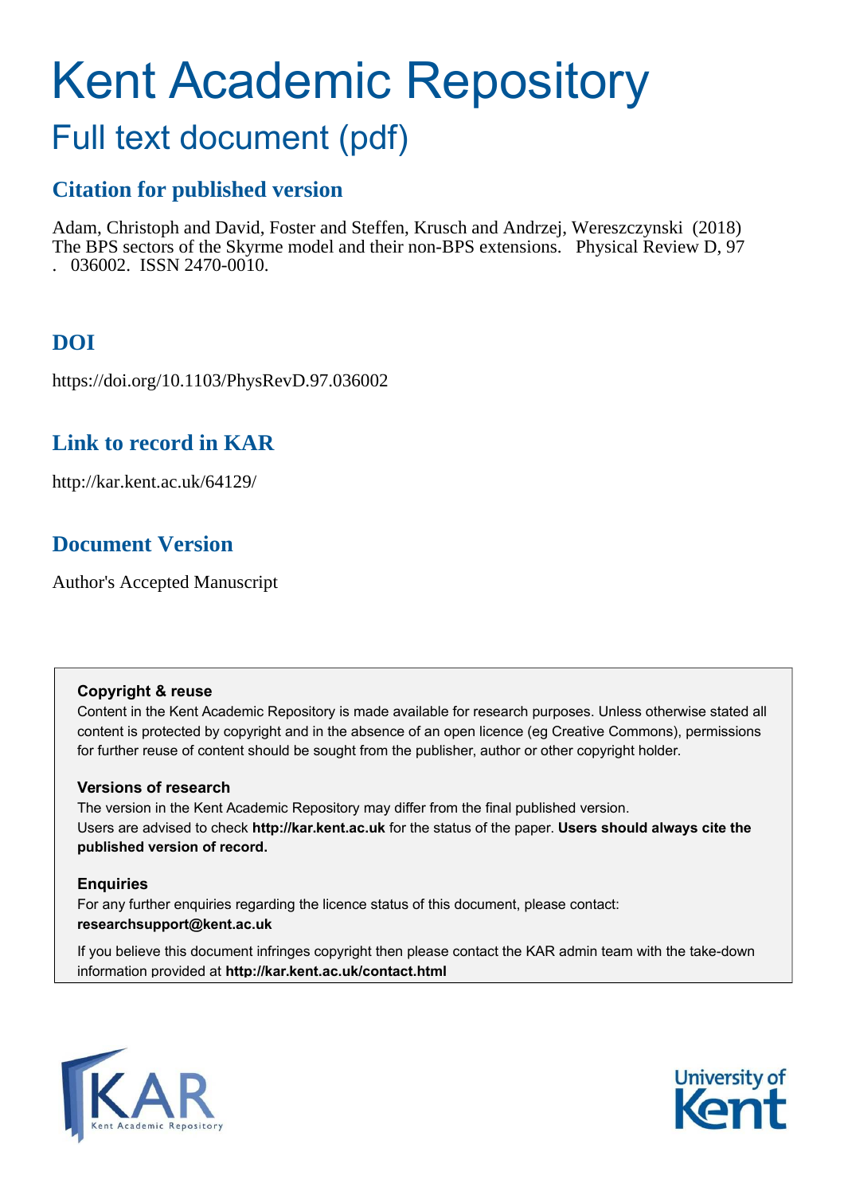# Kent Academic Repository

## Full text document (pdf)

### Citation for published version

Adam, Christoph and David, Foster and Steffen, Krusch and Andrzej, Wereszczynski (2018) The BPS sectors of the Skyrme model and their non-BPS extensions. Physical Review D, 97 . 036002. ISSN 2470-0010.

### DOI

https://doi.org/10.1103/PhysRevD.97.036002

### Link to record in KAR

http://kar.kent.ac.uk/64129/

### Document Version

Author's Accepted Manuscript

**Copyright & reuse**

Content in the Kent Academic Repository is made available for research purposes. Unless otherwise stated all content is protected by copyright and in the absence of an open licence (eg Creative Commons), permissions for further reuse of content should be sought from the publisher, author or other copyright holder.

**Versions of research**

The version in the Kent Academic Repository may differ from the final published version. Users are advised to check **http://kar.kent.ac.uk** for the status of the paper. **Users should always cite the published version of record.**

**Enquiries**

For any further enquiries regarding the licence status of this document, please contact: **researchsupport@kent.ac.uk**

If you believe this document infringes copyright then please contact the KAR admin team with the take-down information provided at **http://kar.kent.ac.uk/contact.html**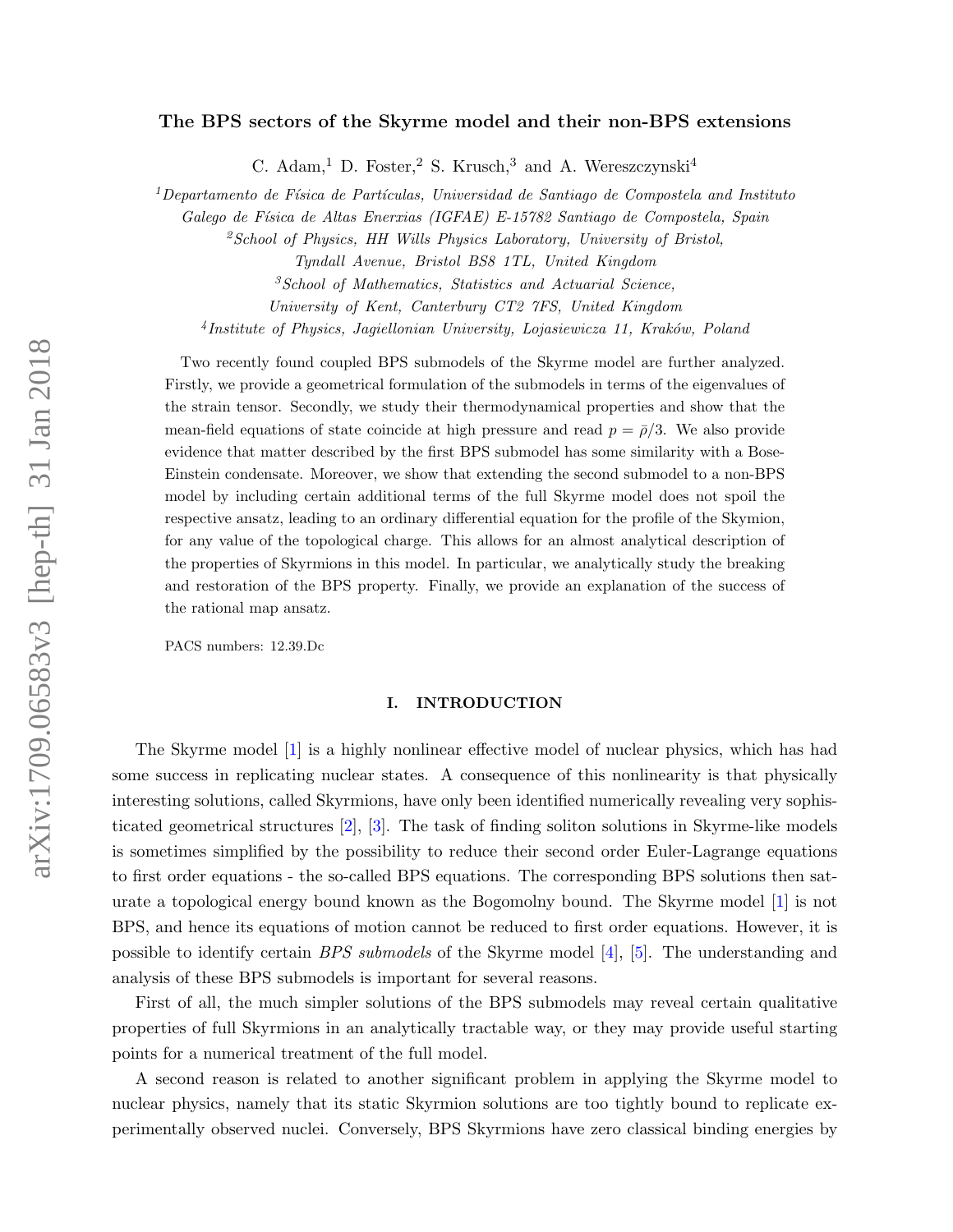# The BPS sectors of the Skyrme model and their non-BPS extensions

C. Adam,[1] D. Foster,[2] S. Krusch,[3] and A. Wereszczynski[4]

[1]*Departamento de Física de Partículas, Universidad de Santiago de Compostela and Instituto Galego de Física de Altas Enerxias (IGFAE) E-15782 Santiago de Compostela, Spain*

[2]*School of Physics, HH Wills Physics Laboratory, University of Bristol, Tyndall Avenue, Bristol BS8 1TL, United Kingdom*

[3]*School of Mathematics, Statistics and Actuarial Science, University of Kent, Canterbury CT2 7FS, United Kingdom*

[4]*Institute of Physics, Jagiellonian University, Lojasiewicza 11, Kraków, Poland*

Two recently found coupled BPS submodels of the Skyrme model are further analyzed. Firstly, we provide a geometrical formulation of the submodels in terms of the eigenvalues of the strain tensor. Secondly, we study their thermodynamical properties and show that the mean-field equations of state coincide at high pressure and read $p = \bar{\rho}/3$. We also provide evidence that matter described by the first BPS submodel has some similarity with a Bose-Einstein condensate. Moreover, we show that extending the second submodel to a non-BPS model by including certain additional terms of the full Skyrme model does not spoil the respective ansatz, leading to an ordinary differential equation for the profile of the Skyrmion, for any value of the topological charge. This allows for an almost analytical description of the properties of Skyrmions in this model. In particular, we analytically study the breaking and restoration of the BPS property. Finally, we provide an explanation of the success of the rational map ansatz.

PACS numbers: 12.39.Dc

## I. INTRODUCTION

The Skyrme model [1] is a highly nonlinear effective model of nuclear physics, which has had some success in replicating nuclear states. A consequence of this nonlinearity is that physically interesting solutions, called Skyrmions, have only been identified numerically revealing very sophisticated geometrical structures [2], [3]. The task of finding soliton solutions in Skyrme-like models is sometimes simplified by the possibility to reduce their second order Euler-Lagrange equations to first order equations - the so-called BPS equations. The corresponding BPS solutions then saturate a topological energy bound known as the Bogomolny bound. The Skyrme model [1] is not BPS, and hence its equations of motion cannot be reduced to first order equations. However, it is possible to identify certain *BPS submodels* of the Skyrme model [4], [5]. The understanding and analysis of these BPS submodels is important for several reasons.

First of all, the much simpler solutions of the BPS submodels may reveal certain qualitative properties of full Skyrmions in an analytically tractable way, or they may provide useful starting points for a numerical treatment of the full model.

A second reason is related to another significant problem in applying the Skyrme model to nuclear physics, namely that its static Skyrmion solutions are too tightly bound to replicate experimentally observed nuclei. Conversely, BPS Skyrmions have zero classical binding energies by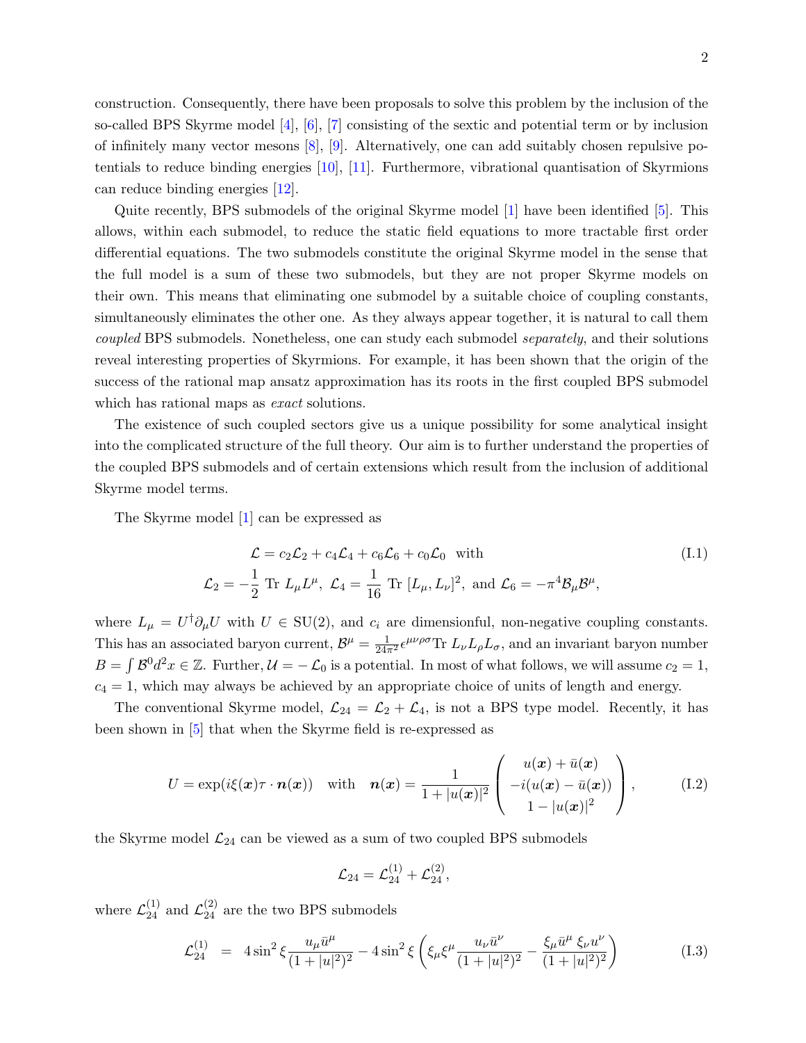construction. Consequently, there have been proposals to solve this problem by the inclusion of the so-called BPS Skyrme model [4], [6], [7] consisting of the sextic and potential term or by inclusion of infinitely many vector mesons [8], [9]. Alternatively, one can add suitably chosen repulsive potentials to reduce binding energies [10], [11]. Furthermore, vibrational quantisation of Skyrmions can reduce binding energies [12].

Quite recently, BPS submodels of the original Skyrme model [1] have been identified [5]. This allows, within each submodel, to reduce the static field equations to more tractable first order differential equations. The two submodels constitute the original Skyrme model in the sense that the full model is a sum of these two submodels, but they are not proper Skyrme models on their own. This means that eliminating one submodel by a suitable choice of coupling constants, simultaneously eliminates the other one. As they always appear together, it is natural to call them *coupled* BPS submodels. Nonetheless, one can study each submodel *separately*, and their solutions reveal interesting properties of Skyrmions. For example, it has been shown that the origin of the success of the rational map ansatz approximation has its roots in the first coupled BPS submodel which has rational maps as *exact* solutions.

The existence of such coupled sectors give us a unique possibility for some analytical insight into the complicated structure of the full theory. Our aim is to further understand the properties of the coupled BPS submodels and of certain extensions which result from the inclusion of additional Skyrme model terms.

The Skyrme model [1] can be expressed as

$$
\begin{aligned}
\mathcal{L} = c_2\mathcal{L}_2 + c_4\mathcal{L}_4 + c_6\mathcal{L}_6 + c_0\mathcal{L}_0 \quad \text{with} \\
\mathcal{L}_2 = -\frac{1}{2}\ \mathrm{Tr}\ L_\mu L^\mu,\ \mathcal{L}_4 = \frac{1}{16}\ \mathrm{Tr}\ [L_\mu, L_\nu]^2,\ \text{and}\ \mathcal{L}_6 = -\pi^4\mathcal{B}_\mu\mathcal{B}^\mu,
\end{aligned}
\tag{I.1}
$$

where $L_\mu = U^\dagger\partial_\mu U$ with $U \in \mathrm{SU}(2)$, and $c_i$ are dimensionful, non-negative coupling constants. This has an associated baryon current, $\mathcal{B}^\mu = \frac{1}{24\pi^2}\epsilon^{\mu\nu\rho\sigma}\mathrm{Tr}\ L_\nu L_\rho L_\sigma$, and an invariant baryon number $B = \int \mathcal{B}^0 d^2x \in \mathbb{Z}$. Further, $\mathcal{U} = -\mathcal{L}_0$ is a potential. In most of what follows, we will assume $c_2 = 1$, $c_4 = 1$, which may always be achieved by an appropriate choice of units of length and energy.

The conventional Skyrme model, $\mathcal{L}_{24} = \mathcal{L}_2 + \mathcal{L}_4$, is not a BPS type model. Recently, it has been shown in [5] that when the Skyrme field is re-expressed as

$$
U = \exp(i\xi(\boldsymbol{x})\tau\cdot\boldsymbol{n}(\boldsymbol{x})) \quad \text{with} \quad \boldsymbol{n}(\boldsymbol{x}) = \frac{1}{1+|u(\boldsymbol{x})|^2}\begin{pmatrix} u(\boldsymbol{x}) + \bar{u}(\boldsymbol{x}) \\ -i(u(\boldsymbol{x}) - \bar{u}(\boldsymbol{x})) \\ 1 - |u(\boldsymbol{x})|^2 \end{pmatrix},
\tag{I.2}
$$

the Skyrme model $\mathcal{L}_{24}$ can be viewed as a sum of two coupled BPS submodels

$$
\mathcal{L}_{24} = \mathcal{L}_{24}^{(1)} + \mathcal{L}_{24}^{(2)},
$$

where $\mathcal{L}_{24}^{(1)}$ and $\mathcal{L}_{24}^{(2)}$ are the two BPS submodels

$$
\mathcal{L}_{24}^{(1)} \;=\; 4\sin^2\xi\frac{u_\mu\bar{u}^\mu}{(1+|u|^2)^2} - 4\sin^2\xi\left(\xi_\mu\xi^\mu\frac{u_\nu\bar{u}^\nu}{(1+|u|^2)^2} - \frac{\xi_\mu\bar{u}^\mu\ \xi_\nu u^\nu}{(1+|u|^2)^2}\right)
\tag{I.3}
$$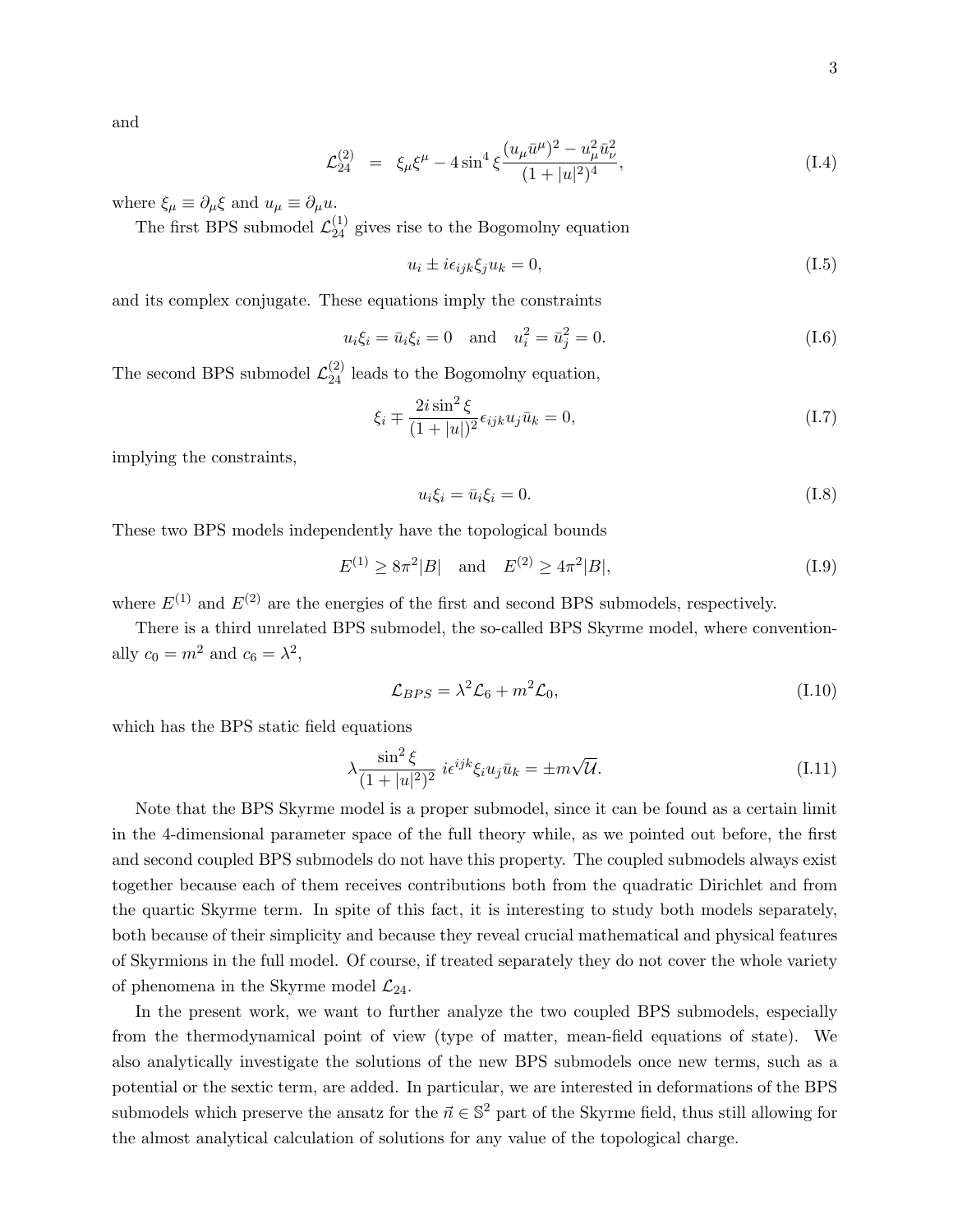and

$$\mathcal{L}_{24}^{(2)} \;\; = \;\; \xi_\mu \xi^\mu - 4 \sin^4 \xi \frac{(u_\mu \bar{u}^\mu)^2 - u_\mu^2 \bar{u}_\nu^2}{(1+|u|^2)^4}, \tag{I.4}$$

where $\xi_\mu \equiv \partial_\mu \xi$ and $u_\mu \equiv \partial_\mu u$.

The first BPS submodel $\mathcal{L}_{24}^{(1)}$ gives rise to the Bogomolny equation

$$u_i \pm i\epsilon_{ijk}\xi_j u_k = 0, \tag{I.5}$$

and its complex conjugate. These equations imply the constraints

$$u_i \xi_i = \bar{u}_i \xi_i = 0 \quad \text{and} \quad u_i^2 = \bar{u}_j^2 = 0. \tag{I.6}$$

The second BPS submodel $\mathcal{L}_{24}^{(2)}$ leads to the Bogomolny equation,

$$\xi_i \mp \frac{2i \sin^2 \xi}{(1+|u|)^2} \epsilon_{ijk} u_j \bar{u}_k = 0, \tag{I.7}$$

implying the constraints,

$$u_i \xi_i = \bar{u}_i \xi_i = 0. \tag{I.8}$$

These two BPS models independently have the topological bounds

$$E^{(1)} \geq 8\pi^2 |B| \quad \text{and} \quad E^{(2)} \geq 4\pi^2 |B|, \tag{I.9}$$

where $E^{(1)}$ and $E^{(2)}$ are the energies of the first and second BPS submodels, respectively.

There is a third unrelated BPS submodel, the so-called BPS Skyrme model, where conventionally $c_0 = m^2$ and $c_6 = \lambda^2$,

$$\mathcal{L}_{BPS} = \lambda^2 \mathcal{L}_6 + m^2 \mathcal{L}_0, \tag{I.10}$$

which has the BPS static field equations

$$\lambda \frac{\sin^2 \xi}{(1+|u|^2)^2} \; i\epsilon^{ijk} \xi_i u_j \bar{u}_k = \pm m \sqrt{\mathcal{U}}. \tag{I.11}$$

Note that the BPS Skyrme model is a proper submodel, since it can be found as a certain limit in the 4-dimensional parameter space of the full theory while, as we pointed out before, the first and second coupled BPS submodels do not have this property. The coupled submodels always exist together because each of them receives contributions both from the quadratic Dirichlet and from the quartic Skyrme term. In spite of this fact, it is interesting to study both models separately, both because of their simplicity and because they reveal crucial mathematical and physical features of Skyrmions in the full model. Of course, if treated separately they do not cover the whole variety of phenomena in the Skyrme model $\mathcal{L}_{24}$.

In the present work, we want to further analyze the two coupled BPS submodels, especially from the thermodynamical point of view (type of matter, mean-field equations of state). We also analytically investigate the solutions of the new BPS submodels once new terms, such as a potential or the sextic term, are added. In particular, we are interested in deformations of the BPS submodels which preserve the ansatz for the $\vec{n} \in \mathbb{S}^2$ part of the Skyrme field, thus still allowing for the almost analytical calculation of solutions for any value of the topological charge.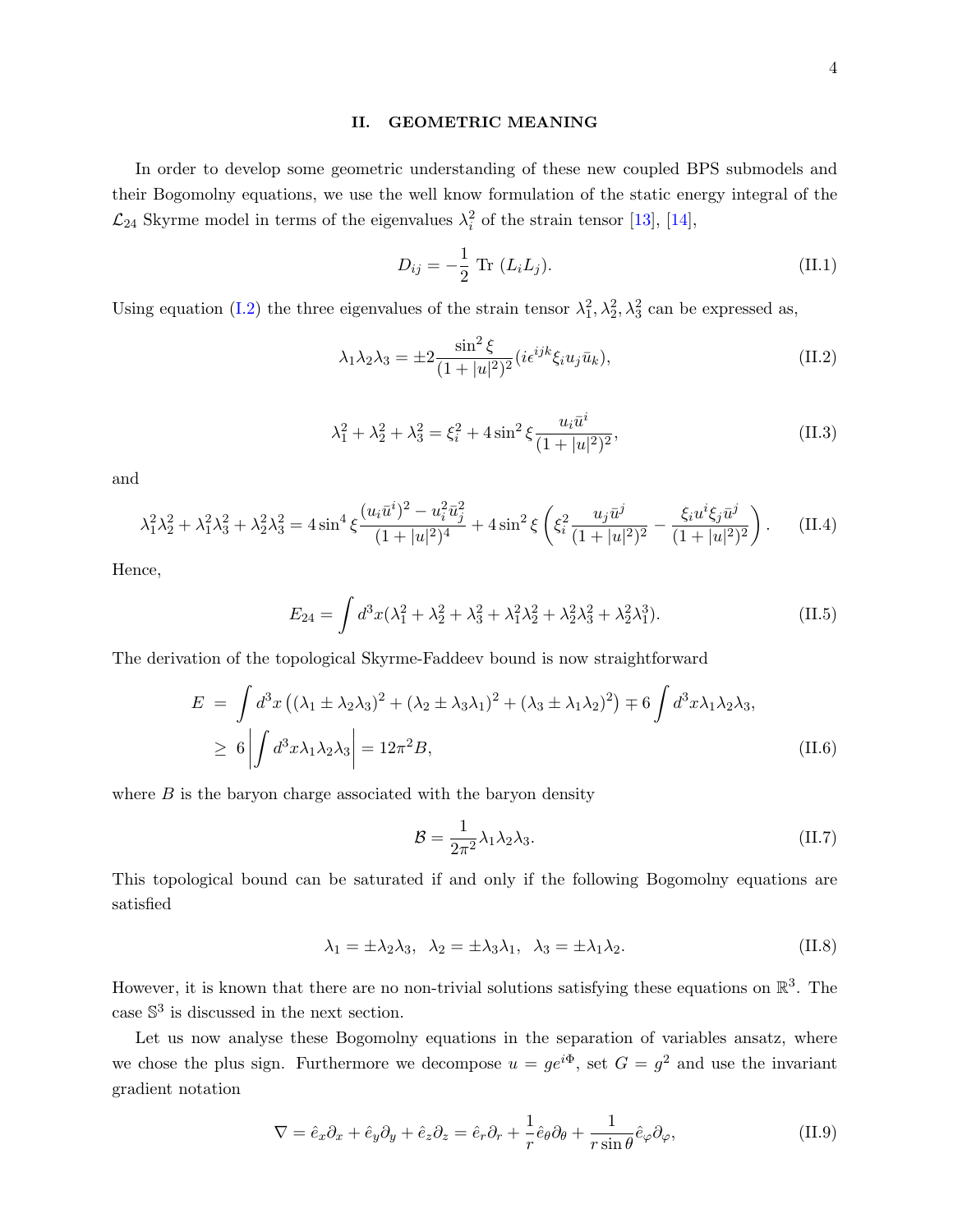## II. GEOMETRIC MEANING

In order to develop some geometric understanding of these new coupled BPS submodels and their Bogomolny equations, we use the well know formulation of the static energy integral of the $\mathcal{L}_{24}$ Skyrme model in terms of the eigenvalues $\lambda_i^2$ of the strain tensor [13], [14],

$$D_{ij} = -\frac{1}{2}\ \mathrm{Tr}\ (L_i L_j). \tag{II.1}$$

Using equation (I.2) the three eigenvalues of the strain tensor $\lambda_1^2, \lambda_2^2, \lambda_3^2$ can be expressed as,

$$\lambda_1\lambda_2\lambda_3 = \pm 2\frac{\sin^2\xi}{(1+|u|^2)^2}(i\epsilon^{ijk}\xi_i u_j \bar{u}_k), \tag{II.2}$$

$$\lambda_1^2+\lambda_2^2+\lambda_3^2 = \xi_i^2 + 4\sin^2\xi\frac{u_i\bar{u}^i}{(1+|u|^2)^2}, \tag{II.3}$$

and

$$\lambda_1^2\lambda_2^2+\lambda_1^2\lambda_3^2+\lambda_2^2\lambda_3^2 = 4\sin^4\xi\frac{(u_i\bar{u}^i)^2 - u_i^2\bar{u}_j^2}{(1+|u|^2)^4} + 4\sin^2\xi\left(\xi_i^2\frac{u_j\bar{u}^j}{(1+|u|^2)^2} - \frac{\xi_i u^i \xi_j \bar{u}^j}{(1+|u|^2)^2}\right). \tag{II.4}$$

Hence,

$$E_{24} = \int d^3x(\lambda_1^2+\lambda_2^2+\lambda_3^2+\lambda_1^2\lambda_2^2+\lambda_2^2\lambda_3^2+\lambda_2^2\lambda_1^3). \tag{II.5}$$

The derivation of the topological Skyrme-Faddeev bound is now straightforward

$$\begin{aligned} E &= \int d^3x\left((\lambda_1 \pm \lambda_2\lambda_3)^2 + (\lambda_2 \pm \lambda_3\lambda_1)^2 + (\lambda_3 \pm \lambda_1\lambda_2)^2\right) \mp 6\int d^3x \lambda_1\lambda_2\lambda_3, \\ &\geq 6\left|\int d^3x \lambda_1\lambda_2\lambda_3\right| = 12\pi^2 B, \end{aligned} \tag{II.6}$$

where $B$ is the baryon charge associated with the baryon density

$$\mathcal{B} = \frac{1}{2\pi^2}\lambda_1\lambda_2\lambda_3. \tag{II.7}$$

This topological bound can be saturated if and only if the following Bogomolny equations are satisfied

$$\lambda_1 = \pm\lambda_2\lambda_3, \ \ \lambda_2 = \pm\lambda_3\lambda_1, \ \ \lambda_3 = \pm\lambda_1\lambda_2. \tag{II.8}$$

However, it is known that there are no non-trivial solutions satisfying these equations on $\mathbb{R}^3$. The case $\mathbb{S}^3$ is discussed in the next section.

Let us now analyse these Bogomolny equations in the separation of variables ansatz, where we chose the plus sign. Furthermore we decompose $u = ge^{i\Phi}$, set $G = g^2$ and use the invariant gradient notation

$$\nabla = \hat{e}_x\partial_x + \hat{e}_y\partial_y + \hat{e}_z\partial_z = \hat{e}_r\partial_r + \frac{1}{r}\hat{e}_\theta\partial_\theta + \frac{1}{r\sin\theta}\hat{e}_\varphi\partial_\varphi, \tag{II.9}$$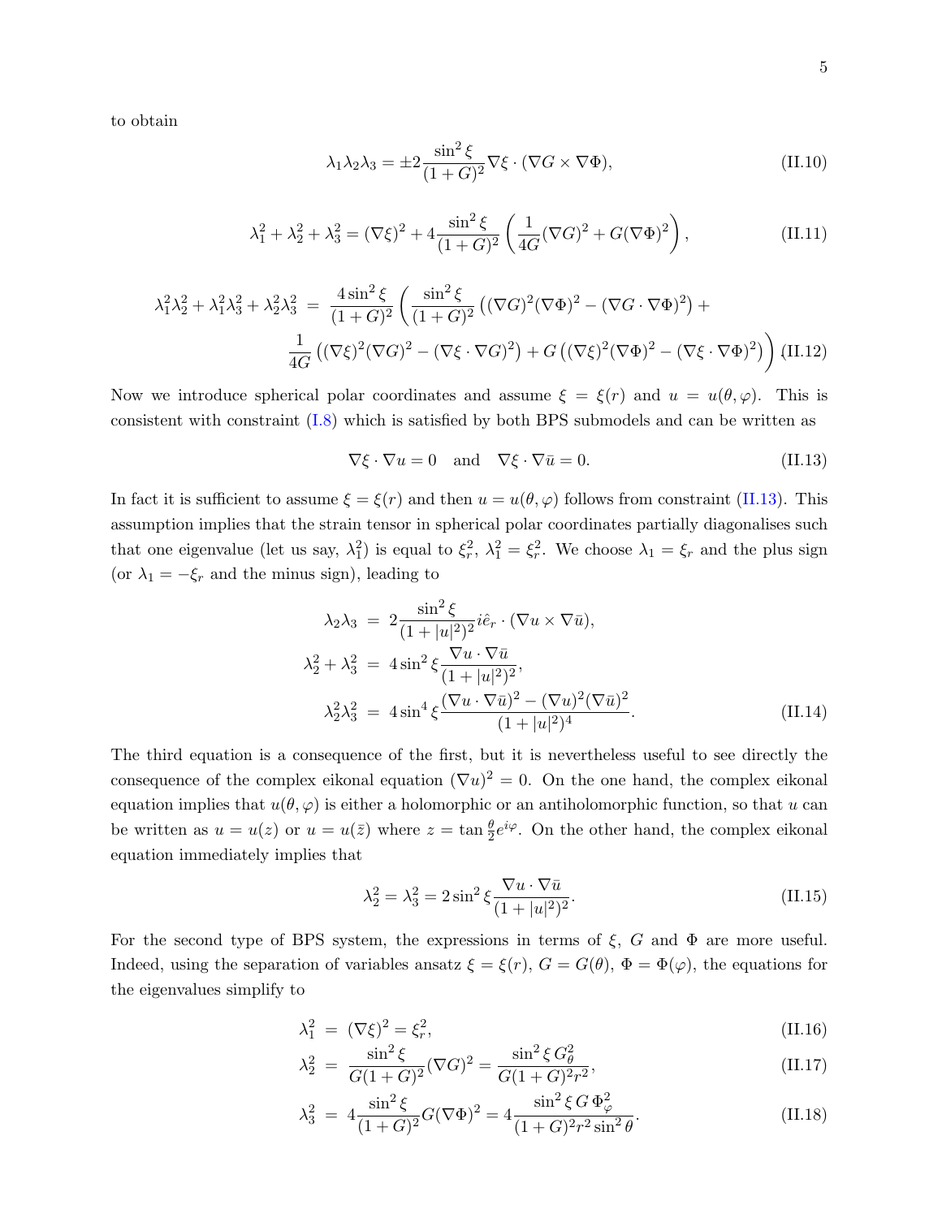to obtain

$$\lambda_1\lambda_2\lambda_3 = \pm 2\frac{\sin^2\xi}{(1+G)^2}\nabla\xi\cdot(\nabla G\times\nabla\Phi), \tag{II.10}$$

$$\lambda_1^2+\lambda_2^2+\lambda_3^2 = (\nabla\xi)^2 + 4\frac{\sin^2\xi}{(1+G)^2}\left(\frac{1}{4G}(\nabla G)^2 + G(\nabla\Phi)^2\right), \tag{II.11}$$

$$\begin{aligned}\lambda_1^2\lambda_2^2+\lambda_1^2\lambda_3^2+\lambda_2^2\lambda_3^2 \;=\; & \frac{4\sin^2\xi}{(1+G)^2}\left(\frac{\sin^2\xi}{(1+G)^2}\left((\nabla G)^2(\nabla\Phi)^2-(\nabla G\cdot\nabla\Phi)^2\right)+\right.\\ & \left.\frac{1}{4G}\left((\nabla\xi)^2(\nabla G)^2-(\nabla\xi\cdot\nabla G)^2\right)+G\left((\nabla\xi)^2(\nabla\Phi)^2-(\nabla\xi\cdot\nabla\Phi)^2\right)\right)\end{aligned} \tag{II.12}$$

Now we introduce spherical polar coordinates and assume $\xi=\xi(r)$ and $u=u(\theta,\varphi)$. This is consistent with constraint (I.8) which is satisfied by both BPS submodels and can be written as

$$\nabla\xi\cdot\nabla u = 0 \quad \text{and} \quad \nabla\xi\cdot\nabla\bar u = 0. \tag{II.13}$$

In fact it is sufficient to assume $\xi=\xi(r)$ and then $u=u(\theta,\varphi)$ follows from constraint (II.13). This assumption implies that the strain tensor in spherical polar coordinates partially diagonalises such that one eigenvalue (let us say, $\lambda_1^2$) is equal to $\xi_r^2$, $\lambda_1^2=\xi_r^2$. We choose $\lambda_1=\xi_r$ and the plus sign (or $\lambda_1=-\xi_r$ and the minus sign), leading to

$$\begin{aligned}\lambda_2\lambda_3 &= 2\frac{\sin^2\xi}{(1+|u|^2)^2}i\hat e_r\cdot(\nabla u\times\nabla\bar u),\\ \lambda_2^2+\lambda_3^2 &= 4\sin^2\xi\frac{\nabla u\cdot\nabla\bar u}{(1+|u|^2)^2},\\ \lambda_2^2\lambda_3^2 &= 4\sin^4\xi\frac{(\nabla u\cdot\nabla\bar u)^2-(\nabla u)^2(\nabla\bar u)^2}{(1+|u|^2)^4}.\end{aligned} \tag{II.14}$$

The third equation is a consequence of the first, but it is nevertheless useful to see directly the consequence of the complex eikonal equation $(\nabla u)^2=0$. On the one hand, the complex eikonal equation implies that $u(\theta,\varphi)$ is either a holomorphic or an antiholomorphic function, so that $u$ can be written as $u=u(z)$ or $u=u(\bar z)$ where $z=\tan\frac{\theta}{2}e^{i\varphi}$. On the other hand, the complex eikonal equation immediately implies that

$$\lambda_2^2=\lambda_3^2=2\sin^2\xi\frac{\nabla u\cdot\nabla\bar u}{(1+|u|^2)^2}. \tag{II.15}$$

For the second type of BPS system, the expressions in terms of $\xi$, $G$ and $\Phi$ are more useful. Indeed, using the separation of variables ansatz $\xi=\xi(r)$, $G=G(\theta)$, $\Phi=\Phi(\varphi)$, the equations for the eigenvalues simplify to

$$\lambda_1^2 = (\nabla\xi)^2=\xi_r^2, \tag{II.16}$$

$$\lambda_2^2 = \frac{\sin^2\xi}{G(1+G)^2}(\nabla G)^2=\frac{\sin^2\xi\, G_\theta^2}{G(1+G)^2r^2}, \tag{II.17}$$

$$\lambda_3^2 = 4\frac{\sin^2\xi}{(1+G)^2}G(\nabla\Phi)^2=4\frac{\sin^2\xi\, G\,\Phi_\varphi^2}{(1+G)^2r^2\sin^2\theta}. \tag{II.18}$$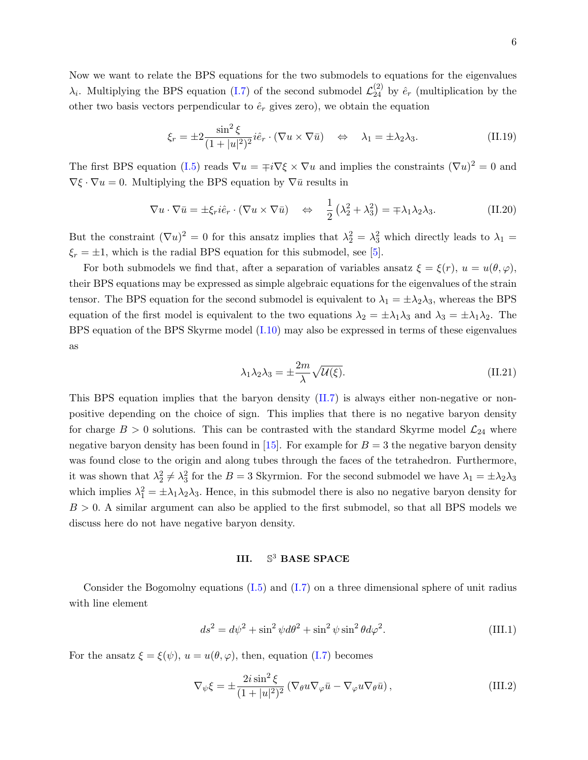Now we want to relate the BPS equations for the two submodels to equations for the eigenvalues $\lambda_i$. Multiplying the BPS equation (I.7) of the second submodel $\mathcal{L}_{24}^{(2)}$ by $\hat{e}_r$ (multiplication by the other two basis vectors perpendicular to $\hat{e}_r$ gives zero), we obtain the equation

$$\xi_r = \pm 2 \frac{\sin^2 \xi}{(1+|u|^2)^2} i\hat{e}_r \cdot (\nabla u \times \nabla \bar{u}) \quad \Leftrightarrow \quad \lambda_1 = \pm \lambda_2 \lambda_3. \tag{II.19}$$

The first BPS equation (I.5) reads $\nabla u = \mp i \nabla \xi \times \nabla u$ and implies the constraints $(\nabla u)^2 = 0$ and $\nabla \xi \cdot \nabla u = 0$. Multiplying the BPS equation by $\nabla \bar{u}$ results in

$$\nabla u \cdot \nabla \bar{u} = \pm \xi_r i \hat{e}_r \cdot (\nabla u \times \nabla \bar{u}) \quad \Leftrightarrow \quad \frac{1}{2}\left(\lambda_2^2 + \lambda_3^2\right) = \mp \lambda_1 \lambda_2 \lambda_3. \tag{II.20}$$

But the constraint $(\nabla u)^2 = 0$ for this ansatz implies that $\lambda_2^2 = \lambda_3^2$ which directly leads to $\lambda_1 = \xi_r = \pm 1$, which is the radial BPS equation for this submodel, see [5].

For both submodels we find that, after a separation of variables ansatz $\xi = \xi(r)$, $u = u(\theta, \varphi)$, their BPS equations may be expressed as simple algebraic equations for the eigenvalues of the strain tensor. The BPS equation for the second submodel is equivalent to $\lambda_1 = \pm \lambda_2 \lambda_3$, whereas the BPS equation of the first model is equivalent to the two equations $\lambda_2 = \pm \lambda_1 \lambda_3$ and $\lambda_3 = \pm \lambda_1 \lambda_2$. The BPS equation of the BPS Skyrme model (I.10) may also be expressed in terms of these eigenvalues as

$$\lambda_1 \lambda_2 \lambda_3 = \pm \frac{2m}{\lambda} \sqrt{\mathcal{U}(\xi)}. \tag{II.21}$$

This BPS equation implies that the baryon density (II.7) is always either non-negative or non-positive depending on the choice of sign. This implies that there is no negative baryon density for charge $B > 0$ solutions. This can be contrasted with the standard Skyrme model $\mathcal{L}_{24}$ where negative baryon density has been found in [15]. For example for $B = 3$ the negative baryon density was found close to the origin and along tubes through the faces of the tetrahedron. Furthermore, it was shown that $\lambda_2^2 \neq \lambda_3^2$ for the $B = 3$ Skyrmion. For the second submodel we have $\lambda_1 = \pm \lambda_2 \lambda_3$ which implies $\lambda_1^2 = \pm \lambda_1 \lambda_2 \lambda_3$. Hence, in this submodel there is also no negative baryon density for $B > 0$. A similar argument can also be applied to the first submodel, so that all BPS models we discuss here do not have negative baryon density.

## III. $\mathbb{S}^3$ BASE SPACE

Consider the Bogomolny equations (I.5) and (I.7) on a three dimensional sphere of unit radius with line element

$$ds^2 = d\psi^2 + \sin^2 \psi d\theta^2 + \sin^2 \psi \sin^2 \theta d\varphi^2. \tag{III.1}$$

For the ansatz $\xi = \xi(\psi)$, $u = u(\theta, \varphi)$, then, equation (I.7) becomes

$$\nabla_\psi \xi = \pm \frac{2i \sin^2 \xi}{(1+|u|^2)^2} \left(\nabla_\theta u \nabla_\varphi \bar{u} - \nabla_\varphi u \nabla_\theta \bar{u}\right), \tag{III.2}$$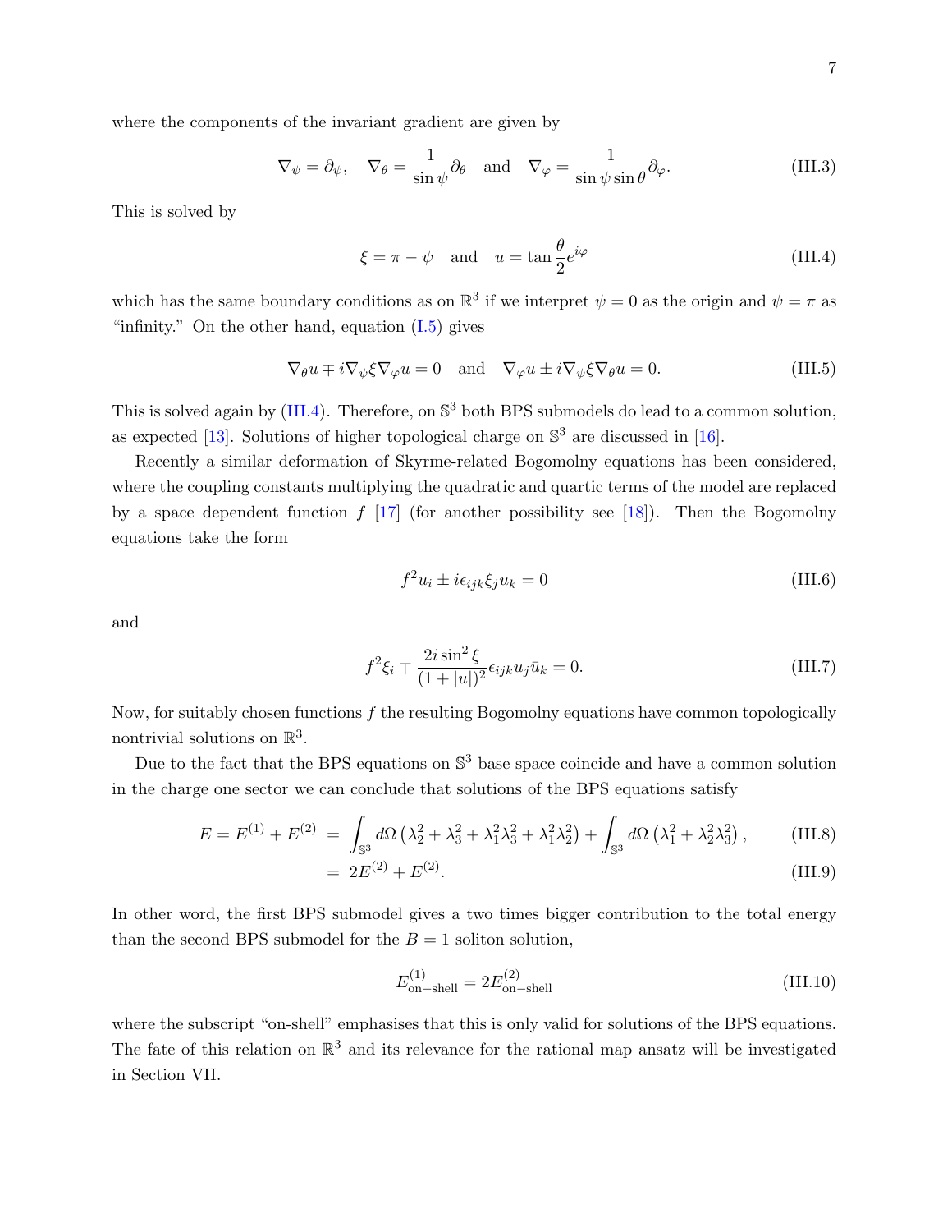where the components of the invariant gradient are given by

$$\nabla_\psi = \partial_\psi, \quad \nabla_\theta = \frac{1}{\sin\psi}\partial_\theta \quad \text{and} \quad \nabla_\varphi = \frac{1}{\sin\psi\sin\theta}\partial_\varphi. \tag{III.3}$$

This is solved by

$$\xi = \pi - \psi \quad \text{and} \quad u = \tan\frac{\theta}{2}e^{i\varphi} \tag{III.4}$$

which has the same boundary conditions as on $\mathbb{R}^3$ if we interpret $\psi = 0$ as the origin and $\psi = \pi$ as "infinity." On the other hand, equation (I.5) gives

$$\nabla_\theta u \mp i\nabla_\psi \xi \nabla_\varphi u = 0 \quad \text{and} \quad \nabla_\varphi u \pm i\nabla_\psi \xi \nabla_\theta u = 0. \tag{III.5}$$

This is solved again by (III.4). Therefore, on $\mathbb{S}^3$ both BPS submodels do lead to a common solution, as expected [13]. Solutions of higher topological charge on $\mathbb{S}^3$ are discussed in [16].

Recently a similar deformation of Skyrme-related Bogomolny equations has been considered, where the coupling constants multiplying the quadratic and quartic terms of the model are replaced by a space dependent function $f$ [17] (for another possibility see [18]). Then the Bogomolny equations take the form

$$f^2 u_i \pm i\epsilon_{ijk}\xi_j u_k = 0 \tag{III.6}$$

and

$$f^2 \xi_i \mp \frac{2i\sin^2\xi}{(1+|u|)^2}\epsilon_{ijk}u_j\bar{u}_k = 0. \tag{III.7}$$

Now, for suitably chosen functions $f$ the resulting Bogomolny equations have common topologically nontrivial solutions on $\mathbb{R}^3$.

Due to the fact that the BPS equations on $\mathbb{S}^3$ base space coincide and have a common solution in the charge one sector we can conclude that solutions of the BPS equations satisfy

$$E = E^{(1)} + E^{(2)} = \int_{\mathbb{S}^3} d\Omega \left(\lambda_2^2 + \lambda_3^2 + \lambda_1^2\lambda_3^2 + \lambda_1^2\lambda_2^2\right) + \int_{\mathbb{S}^3} d\Omega \left(\lambda_1^2 + \lambda_2^2\lambda_3^2\right), \tag{III.8}$$

$$= 2E^{(2)} + E^{(2)}. \tag{III.9}$$

In other word, the first BPS submodel gives a two times bigger contribution to the total energy than the second BPS submodel for the $B = 1$ soliton solution,

$$E^{(1)}_{\text{on-shell}} = 2E^{(2)}_{\text{on-shell}} \tag{III.10}$$

where the subscript "on-shell" emphasises that this is only valid for solutions of the BPS equations. The fate of this relation on $\mathbb{R}^3$ and its relevance for the rational map ansatz will be investigated in Section VII.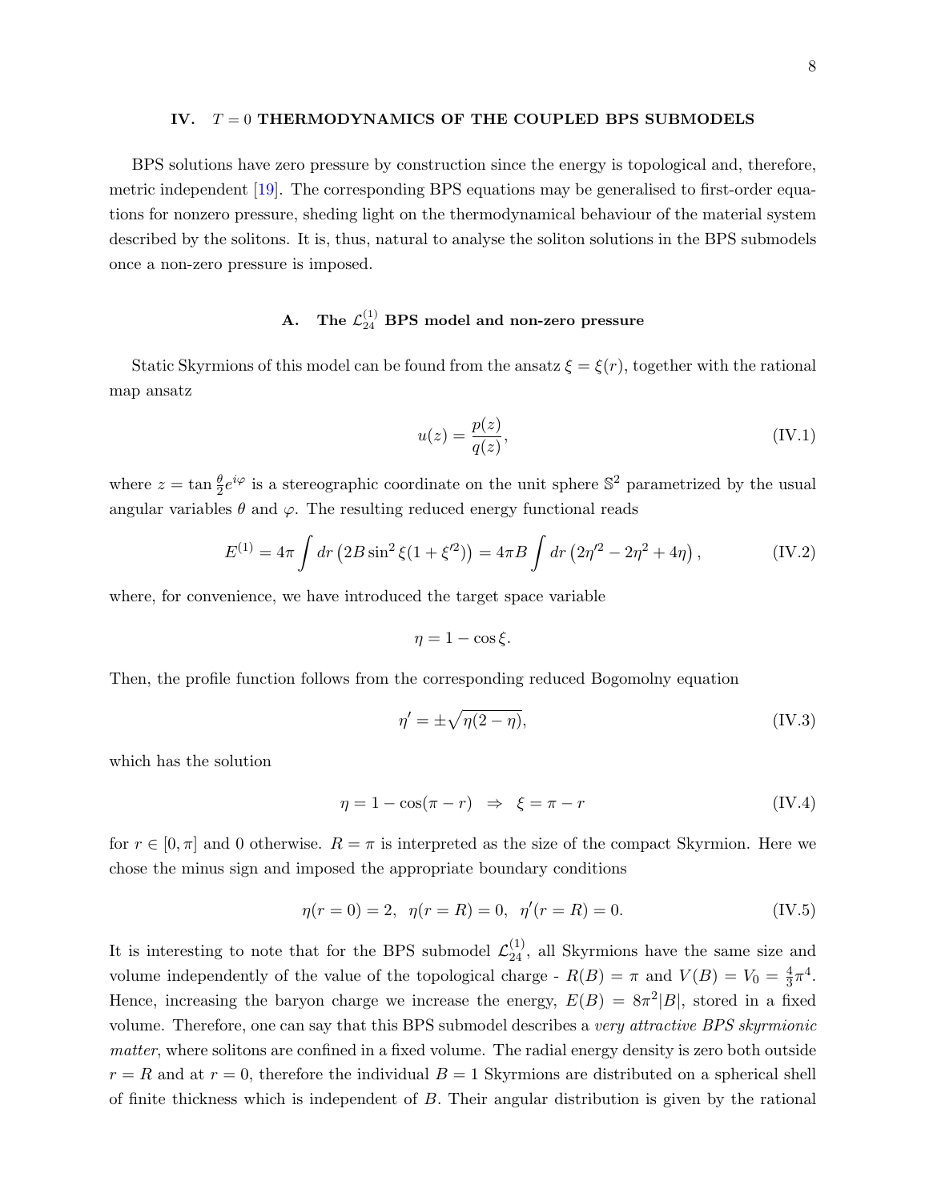## IV. $T = 0$ THERMODYNAMICS OF THE COUPLED BPS SUBMODELS

BPS solutions have zero pressure by construction since the energy is topological and, therefore, metric independent [19]. The corresponding BPS equations may be generalised to first-order equations for nonzero pressure, shedding light on the thermodynamical behaviour of the material system described by the solitons. It is, thus, natural to analyse the soliton solutions in the BPS submodels once a non-zero pressure is imposed.

### A. The $\mathcal{L}_{24}^{(1)}$ BPS model and non-zero pressure

Static Skyrmions of this model can be found from the ansatz $\xi = \xi(r)$, together with the rational map ansatz

$$u(z) = \frac{p(z)}{q(z)}, \tag{IV.1}$$

where $z = \tan\frac{\theta}{2}e^{i\varphi}$ is a stereographic coordinate on the unit sphere $\mathbb{S}^2$ parametrized by the usual angular variables $\theta$ and $\varphi$. The resulting reduced energy functional reads

$$E^{(1)} = 4\pi \int dr \left(2B\sin^2\xi(1+\xi'^2)\right) = 4\pi B \int dr \left(2\eta'^2 - 2\eta^2 + 4\eta\right), \tag{IV.2}$$

where, for convenience, we have introduced the target space variable

$$\eta = 1 - \cos\xi.$$

Then, the profile function follows from the corresponding reduced Bogomolny equation

$$\eta' = \pm\sqrt{\eta(2-\eta)}, \tag{IV.3}$$

which has the solution

$$\eta = 1 - \cos(\pi - r) \;\;\Rightarrow\;\; \xi = \pi - r \tag{IV.4}$$

for $r \in [0, \pi]$ and 0 otherwise. $R = \pi$ is interpreted as the size of the compact Skyrmion. Here we chose the minus sign and imposed the appropriate boundary conditions

$$\eta(r=0) = 2, \;\; \eta(r=R) = 0, \;\; \eta'(r=R) = 0. \tag{IV.5}$$

It is interesting to note that for the BPS submodel $\mathcal{L}_{24}^{(1)}$, all Skyrmions have the same size and volume independently of the value of the topological charge - $R(B) = \pi$ and $V(B) = V_0 = \frac{4}{3}\pi^4$. Hence, increasing the baryon charge we increase the energy, $E(B) = 8\pi^2|B|$, stored in a fixed volume. Therefore, one can say that this BPS submodel describes a *very attractive BPS skyrmionic matter*, where solitons are confined in a fixed volume. The radial energy density is zero both outside $r = R$ and at $r = 0$, therefore the individual $B = 1$ Skyrmions are distributed on a spherical shell of finite thickness which is independent of $B$. Their angular distribution is given by the rational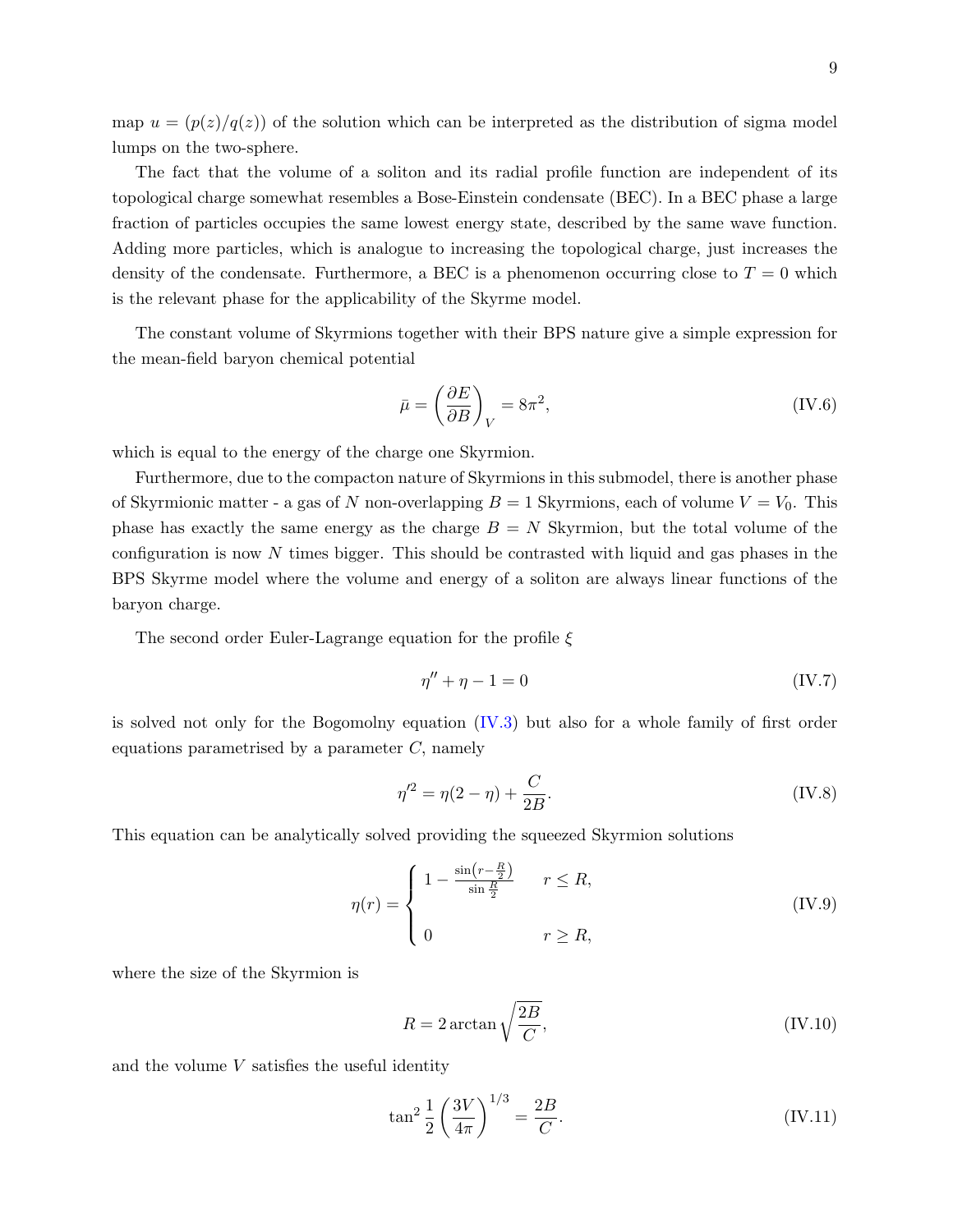map $u = (p(z)/q(z))$ of the solution which can be interpreted as the distribution of sigma model lumps on the two-sphere.

The fact that the volume of a soliton and its radial profile function are independent of its topological charge somewhat resembles a Bose-Einstein condensate (BEC). In a BEC phase a large fraction of particles occupies the same lowest energy state, described by the same wave function. Adding more particles, which is analogue to increasing the topological charge, just increases the density of the condensate. Furthermore, a BEC is a phenomenon occurring close to $T = 0$ which is the relevant phase for the applicability of the Skyrme model.

The constant volume of Skyrmions together with their BPS nature give a simple expression for the mean-field baryon chemical potential

$$\bar{\mu} = \left(\frac{\partial E}{\partial B}\right)_V = 8\pi^2, \tag{IV.6}$$

which is equal to the energy of the charge one Skyrmion.

Furthermore, due to the compacton nature of Skyrmions in this submodel, there is another phase of Skyrmionic matter - a gas of $N$ non-overlapping $B = 1$ Skyrmions, each of volume $V = V_0$. This phase has exactly the same energy as the charge $B = N$ Skyrmion, but the total volume of the configuration is now $N$ times bigger. This should be contrasted with liquid and gas phases in the BPS Skyrme model where the volume and energy of a soliton are always linear functions of the baryon charge.

The second order Euler-Lagrange equation for the profile $\xi$

$$\eta'' + \eta - 1 = 0 \tag{IV.7}$$

is solved not only for the Bogomolny equation (IV.3) but also for a whole family of first order equations parametrised by a parameter $C$, namely

$$\eta'^2 = \eta(2 - \eta) + \frac{C}{2B}. \tag{IV.8}$$

This equation can be analytically solved providing the squeezed Skyrmion solutions

$$\eta(r) = \begin{cases} 1 - \frac{\sin\left(r - \frac{R}{2}\right)}{\sin \frac{R}{2}} & r \leq R, \\ \\ 0 & r \geq R, \end{cases} \tag{IV.9}$$

where the size of the Skyrmion is

$$R = 2 \arctan \sqrt{\frac{2B}{C}}, \tag{IV.10}$$

and the volume $V$ satisfies the useful identity

$$\tan^2 \frac{1}{2} \left(\frac{3V}{4\pi}\right)^{1/3} = \frac{2B}{C}. \tag{IV.11}$$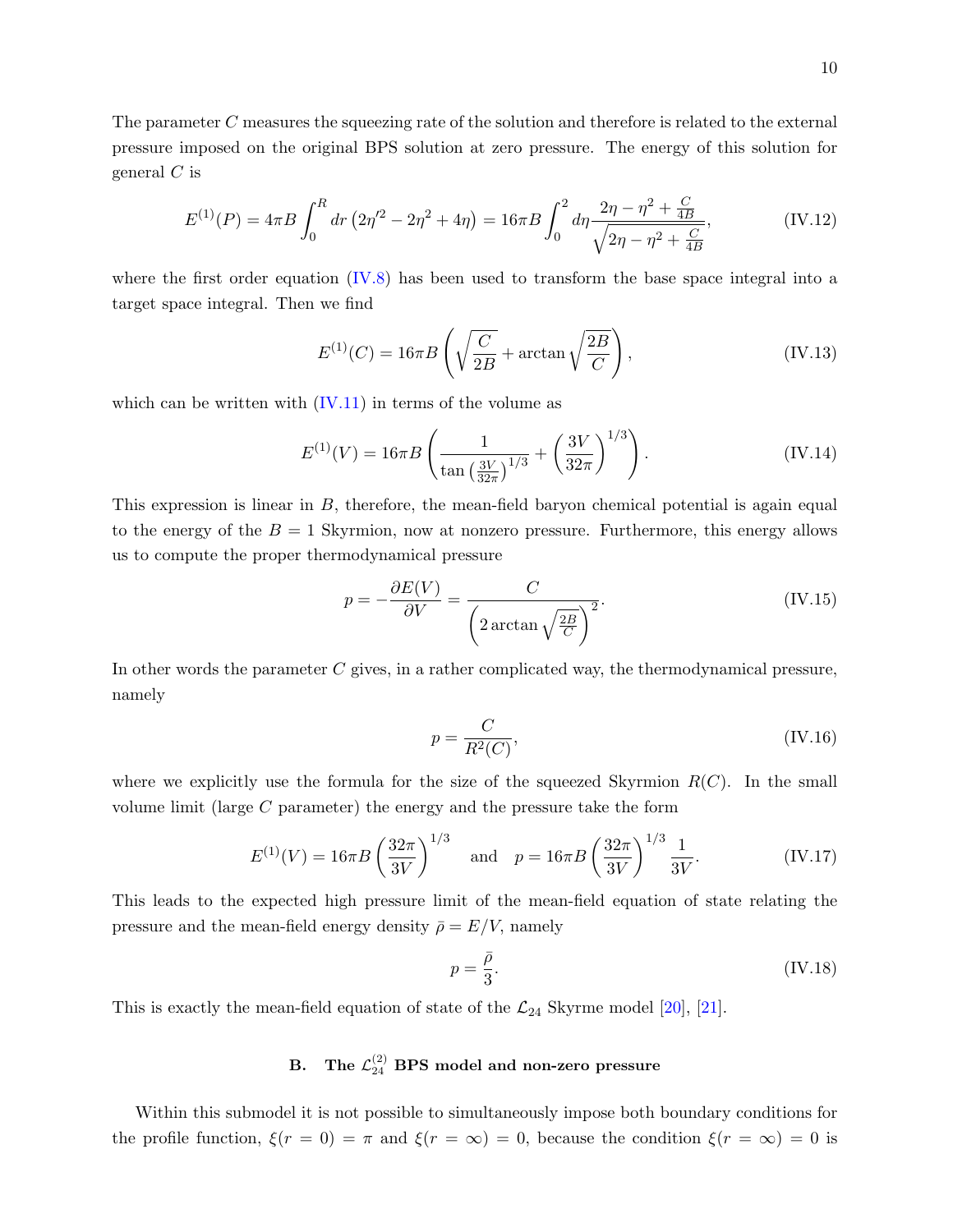The parameter $C$ measures the squeezing rate of the solution and therefore is related to the external pressure imposed on the original BPS solution at zero pressure. The energy of this solution for general $C$ is

$$E^{(1)}(P) = 4\pi B \int_0^R dr \left(2\eta'^2 - 2\eta^2 + 4\eta\right) = 16\pi B \int_0^2 d\eta \frac{2\eta - \eta^2 + \frac{C}{4B}}{\sqrt{2\eta - \eta^2 + \frac{C}{4B}}}, \tag{IV.12}$$

where the first order equation (IV.8) has been used to transform the base space integral into a target space integral. Then we find

$$E^{(1)}(C) = 16\pi B \left( \sqrt{\frac{C}{2B}} + \arctan \sqrt{\frac{2B}{C}} \right), \tag{IV.13}$$

which can be written with (IV.11) in terms of the volume as

$$E^{(1)}(V) = 16\pi B \left( \frac{1}{\tan\left(\frac{3V}{32\pi}\right)^{1/3}} + \left(\frac{3V}{32\pi}\right)^{1/3} \right). \tag{IV.14}$$

This expression is linear in $B$, therefore, the mean-field baryon chemical potential is again equal to the energy of the $B = 1$ Skyrmion, now at nonzero pressure. Furthermore, this energy allows us to compute the proper thermodynamical pressure

$$p = -\frac{\partial E(V)}{\partial V} = \frac{C}{\left(2 \arctan \sqrt{\frac{2B}{C}}\right)^2}. \tag{IV.15}$$

In other words the parameter $C$ gives, in a rather complicated way, the thermodynamical pressure, namely

$$p = \frac{C}{R^2(C)}, \tag{IV.16}$$

where we explicitly use the formula for the size of the squeezed Skyrmion $R(C)$. In the small volume limit (large $C$ parameter) the energy and the pressure take the form

$$E^{(1)}(V) = 16\pi B \left(\frac{32\pi}{3V}\right)^{1/3} \quad \text{and} \quad p = 16\pi B \left(\frac{32\pi}{3V}\right)^{1/3} \frac{1}{3V}. \tag{IV.17}$$

This leads to the expected high pressure limit of the mean-field equation of state relating the pressure and the mean-field energy density $\bar{\rho} = E/V$, namely

$$p = \frac{\bar{\rho}}{3}. \tag{IV.18}$$

This is exactly the mean-field equation of state of the $\mathcal{L}_{24}$ Skyrme model [20], [21].

## B. The $\mathcal{L}_{24}^{(2)}$ BPS model and non-zero pressure

Within this submodel it is not possible to simultaneously impose both boundary conditions for the profile function, $\xi(r = 0) = \pi$ and $\xi(r = \infty) = 0$, because the condition $\xi(r = \infty) = 0$ is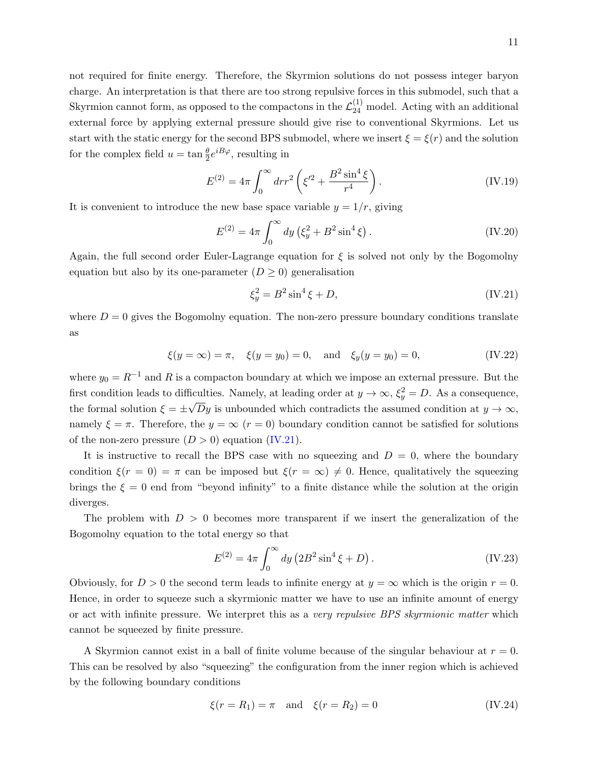not required for finite energy. Therefore, the Skyrmion solutions do not possess integer baryon charge. An interpretation is that there are too strong repulsive forces in this submodel, such that a Skyrmion cannot form, as opposed to the compactons in the $\mathcal{L}_{24}^{(1)}$ model. Acting with an additional external force by applying external pressure should give rise to conventional Skyrmions. Let us start with the static energy for the second BPS submodel, where we insert $\xi = \xi(r)$ and the solution for the complex field $u = \tan\frac{\theta}{2}e^{iB\varphi}$, resulting in

$$E^{(2)} = 4\pi \int_0^\infty dr r^2 \left( \xi'^2 + \frac{B^2 \sin^4 \xi}{r^4} \right). \tag{IV.19}$$

It is convenient to introduce the new base space variable $y = 1/r$, giving

$$E^{(2)} = 4\pi \int_0^\infty dy \left( \xi_y^2 + B^2 \sin^4 \xi \right). \tag{IV.20}$$

Again, the full second order Euler-Lagrange equation for $\xi$ is solved not only by the Bogomolny equation but also by its one-parameter ($D \geq 0$) generalisation

$$\xi_y^2 = B^2 \sin^4 \xi + D, \tag{IV.21}$$

where $D = 0$ gives the Bogomolny equation. The non-zero pressure boundary conditions translate as

$$\xi(y = \infty) = \pi, \quad \xi(y = y_0) = 0, \quad \text{and} \quad \xi_y(y = y_0) = 0, \tag{IV.22}$$

where $y_0 = R^{-1}$ and $R$ is a compacton boundary at which we impose an external pressure. But the first condition leads to difficulties. Namely, at leading order at $y \to \infty$, $\xi_y^2 = D$. As a consequence, the formal solution $\xi = \pm\sqrt{D}y$ is unbounded which contradicts the assumed condition at $y \to \infty$, namely $\xi = \pi$. Therefore, the $y = \infty$ ($r = 0$) boundary condition cannot be satisfied for solutions of the non-zero pressure ($D > 0$) equation (IV.21).

It is instructive to recall the BPS case with no squeezing and $D = 0$, where the boundary condition $\xi(r = 0) = \pi$ can be imposed but $\xi(r = \infty) \neq 0$. Hence, qualitatively the squeezing brings the $\xi = 0$ end from "beyond infinity" to a finite distance while the solution at the origin diverges.

The problem with $D > 0$ becomes more transparent if we insert the generalization of the Bogomolny equation to the total energy so that

$$E^{(2)} = 4\pi \int_0^\infty dy \left( 2B^2 \sin^4 \xi + D \right). \tag{IV.23}$$

Obviously, for $D > 0$ the second term leads to infinite energy at $y = \infty$ which is the origin $r = 0$. Hence, in order to squeeze such a skyrmionic matter we have to use an infinite amount of energy or act with infinite pressure. We interpret this as a *very repulsive BPS skyrmionic matter* which cannot be squeezed by finite pressure.

A Skyrmion cannot exist in a ball of finite volume because of the singular behaviour at $r = 0$. This can be resolved by also "squeezing" the configuration from the inner region which is achieved by the following boundary conditions

$$\xi(r = R_1) = \pi \quad \text{and} \quad \xi(r = R_2) = 0 \tag{IV.24}$$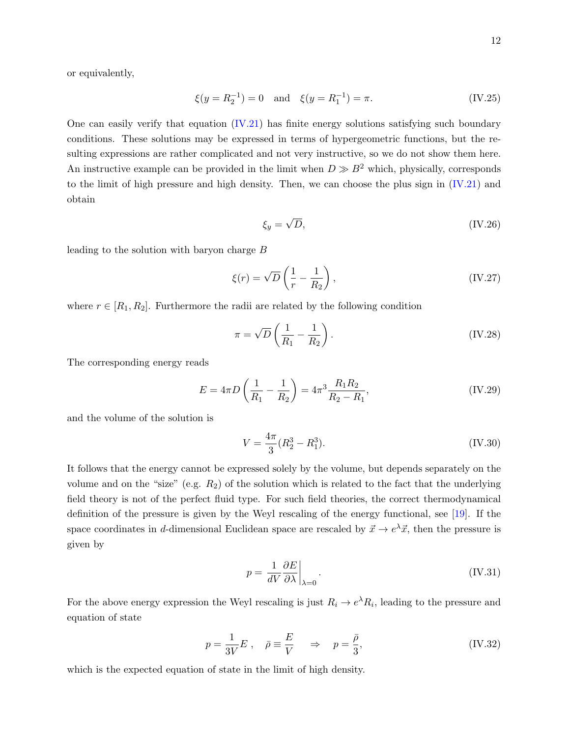or equivalently,

$$\xi(y = R_2^{-1}) = 0 \quad \text{and} \quad \xi(y = R_1^{-1}) = \pi. \tag{IV.25}$$

One can easily verify that equation (IV.21) has finite energy solutions satisfying such boundary conditions. These solutions may be expressed in terms of hypergeometric functions, but the resulting expressions are rather complicated and not very instructive, so we do not show them here. An instructive example can be provided in the limit when $D \gg B^2$ which, physically, corresponds to the limit of high pressure and high density. Then, we can choose the plus sign in (IV.21) and obtain

$$\xi_y = \sqrt{D}, \tag{IV.26}$$

leading to the solution with baryon charge $B$

$$\xi(r) = \sqrt{D}\left(\frac{1}{r} - \frac{1}{R_2}\right), \tag{IV.27}$$

where $r \in [R_1, R_2]$. Furthermore the radii are related by the following condition

$$\pi = \sqrt{D}\left(\frac{1}{R_1} - \frac{1}{R_2}\right). \tag{IV.28}$$

The corresponding energy reads

$$E = 4\pi D\left(\frac{1}{R_1} - \frac{1}{R_2}\right) = 4\pi^3 \frac{R_1 R_2}{R_2 - R_1}, \tag{IV.29}$$

and the volume of the solution is

$$V = \frac{4\pi}{3}(R_2^3 - R_1^3). \tag{IV.30}$$

It follows that the energy cannot be expressed solely by the volume, but depends separately on the volume and on the "size" (e.g. $R_2$) of the solution which is related to the fact that the underlying field theory is not of the perfect fluid type. For such field theories, the correct thermodynamical definition of the pressure is given by the Weyl rescaling of the energy functional, see [19]. If the space coordinates in $d$-dimensional Euclidean space are rescaled by $\vec{x} \to e^{\lambda}\vec{x}$, then the pressure is given by

$$p = \frac{1}{dV}\frac{\partial E}{\partial \lambda}\bigg|_{\lambda=0}. \tag{IV.31}$$

For the above energy expression the Weyl rescaling is just $R_i \to e^{\lambda} R_i$, leading to the pressure and equation of state

$$p = \frac{1}{3V}E\,, \quad \bar{\rho} \equiv \frac{E}{V} \quad \Rightarrow \quad p = \frac{\bar{\rho}}{3}, \tag{IV.32}$$

which is the expected equation of state in the limit of high density.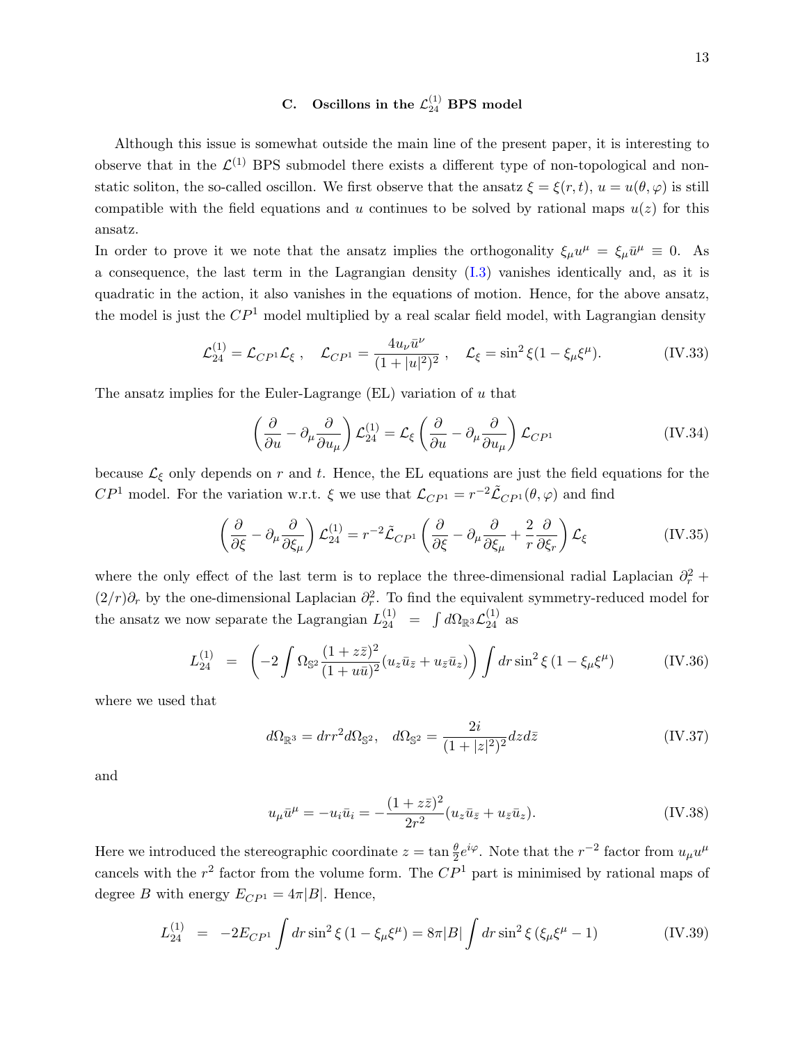### C. Oscillons in the $\mathcal{L}_{24}^{(1)}$ BPS model

Although this issue is somewhat outside the main line of the present paper, it is interesting to observe that in the $\mathcal{L}^{(1)}$ BPS submodel there exists a different type of non-topological and non-static soliton, the so-called oscillon. We first observe that the ansatz $\xi = \xi(r,t)$, $u = u(\theta,\varphi)$ is still compatible with the field equations and $u$ continues to be solved by rational maps $u(z)$ for this ansatz.

In order to prove it we note that the ansatz implies the orthogonality $\xi_\mu u^\mu = \xi_\mu \bar{u}^\mu \equiv 0$. As a consequence, the last term in the Lagrangian density (I.3) vanishes identically and, as it is quadratic in the action, it also vanishes in the equations of motion. Hence, for the above ansatz, the model is just the $CP^1$ model multiplied by a real scalar field model, with Lagrangian density

$$\mathcal{L}_{24}^{(1)} = \mathcal{L}_{CP^1}\mathcal{L}_\xi \ , \quad \mathcal{L}_{CP^1} = \frac{4u_\nu \bar{u}^\nu}{(1+|u|^2)^2} \ , \quad \mathcal{L}_\xi = \sin^2\xi(1-\xi_\mu\xi^\mu). \tag{IV.33}$$

The ansatz implies for the Euler-Lagrange (EL) variation of $u$ that

$$\left(\frac{\partial}{\partial u} - \partial_\mu \frac{\partial}{\partial u_\mu}\right)\mathcal{L}_{24}^{(1)} = \mathcal{L}_\xi \left(\frac{\partial}{\partial u} - \partial_\mu \frac{\partial}{\partial u_\mu}\right)\mathcal{L}_{CP^1} \tag{IV.34}$$

because $\mathcal{L}_\xi$ only depends on $r$ and $t$. Hence, the EL equations are just the field equations for the $CP^1$ model. For the variation w.r.t. $\xi$ we use that $\mathcal{L}_{CP^1} = r^{-2}\tilde{\mathcal{L}}_{CP^1}(\theta,\varphi)$ and find

$$\left(\frac{\partial}{\partial \xi} - \partial_\mu \frac{\partial}{\partial \xi_\mu}\right)\mathcal{L}_{24}^{(1)} = r^{-2}\tilde{\mathcal{L}}_{CP^1}\left(\frac{\partial}{\partial \xi} - \partial_\mu \frac{\partial}{\partial \xi_\mu} + \frac{2}{r}\frac{\partial}{\partial \xi_r}\right)\mathcal{L}_\xi \tag{IV.35}$$

where the only effect of the last term is to replace the three-dimensional radial Laplacian $\partial_r^2 + (2/r)\partial_r$ by the one-dimensional Laplacian $\partial_r^2$. To find the equivalent symmetry-reduced model for the ansatz we now separate the Lagrangian $L_{24}^{(1)} = \int d\Omega_{\mathbb{R}^3}\mathcal{L}_{24}^{(1)}$ as

$$L_{24}^{(1)} = \left(-2\int \Omega_{\mathbb{S}^2}\frac{(1+z\bar{z})^2}{(1+u\bar{u})^2}(u_z\bar{u}_{\bar{z}} + u_{\bar{z}}\bar{u}_z)\right)\int dr \sin^2\xi\,(1-\xi_\mu\xi^\mu) \tag{IV.36}$$

where we used that

$$d\Omega_{\mathbb{R}^3} = dr r^2 d\Omega_{\mathbb{S}^2}, \quad d\Omega_{\mathbb{S}^2} = \frac{2i}{(1+|z|^2)^2}dz d\bar{z} \tag{IV.37}$$

and

$$u_\mu \bar{u}^\mu = -u_i\bar{u}_i = -\frac{(1+z\bar{z})^2}{2r^2}(u_z\bar{u}_{\bar{z}} + u_{\bar{z}}\bar{u}_z). \tag{IV.38}$$

Here we introduced the stereographic coordinate $z = \tan\frac{\theta}{2}e^{i\varphi}$. Note that the $r^{-2}$ factor from $u_\mu u^\mu$ cancels with the $r^2$ factor from the volume form. The $CP^1$ part is minimised by rational maps of degree $B$ with energy $E_{CP^1} = 4\pi|B|$. Hence,

$$L_{24}^{(1)} = -2E_{CP^1}\int dr \sin^2\xi\,(1-\xi_\mu\xi^\mu) = 8\pi|B|\int dr \sin^2\xi\,(\xi_\mu\xi^\mu - 1) \tag{IV.39}$$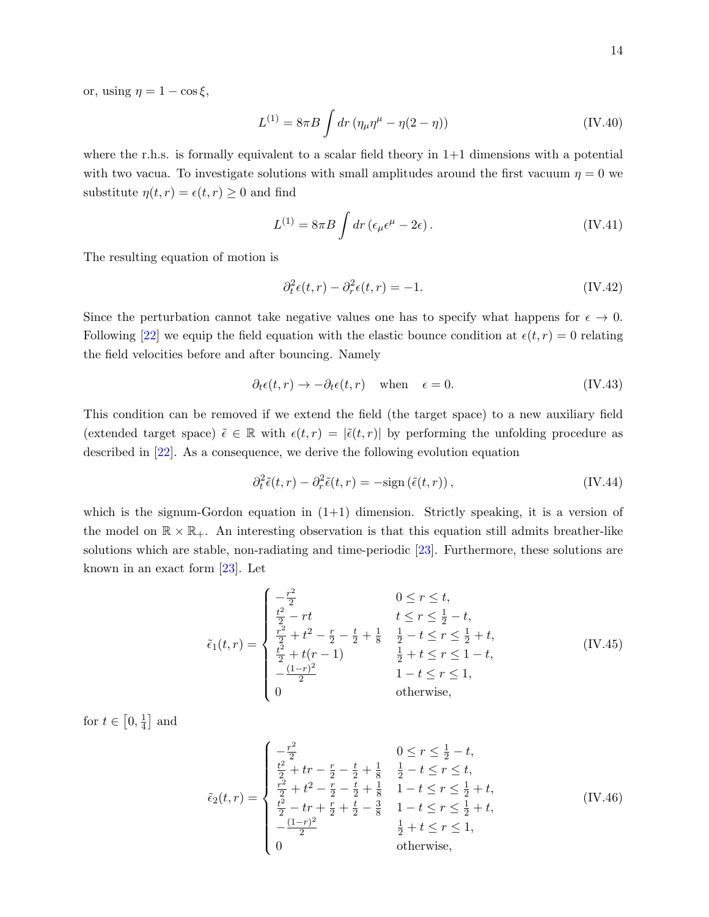or, using $\eta = 1 - \cos \xi$,

$$L^{(1)} = 8\pi B \int dr \left( \eta_\mu \eta^\mu - \eta(2-\eta) \right) \tag{IV.40}$$

where the r.h.s. is formally equivalent to a scalar field theory in 1+1 dimensions with a potential with two vacua. To investigate solutions with small amplitudes around the first vacuum $\eta = 0$ we substitute $\eta(t, r) = \epsilon(t, r) \geq 0$ and find

$$L^{(1)} = 8\pi B \int dr \left( \epsilon_\mu \epsilon^\mu - 2\epsilon \right). \tag{IV.41}$$

The resulting equation of motion is

$$\partial_t^2 \epsilon(t, r) - \partial_r^2 \epsilon(t, r) = -1. \tag{IV.42}$$

Since the perturbation cannot take negative values one has to specify what happens for $\epsilon \to 0$. Following [22] we equip the field equation with the elastic bounce condition at $\epsilon(t, r) = 0$ relating the field velocities before and after bouncing. Namely

$$\partial_t \epsilon(t, r) \to -\partial_t \epsilon(t, r) \quad \text{when} \quad \epsilon = 0. \tag{IV.43}$$

This condition can be removed if we extend the field (the target space) to a new auxiliary field (extended target space) $\tilde{\epsilon} \in \mathbb{R}$ with $\epsilon(t, r) = |\tilde{\epsilon}(t, r)|$ by performing the unfolding procedure as described in [22]. As a consequence, we derive the following evolution equation

$$\partial_t^2 \tilde{\epsilon}(t, r) - \partial_r^2 \tilde{\epsilon}(t, r) = -\text{sign}\left(\tilde{\epsilon}(t, r)\right), \tag{IV.44}$$

which is the signum-Gordon equation in (1+1) dimension. Strictly speaking, it is a version of the model on $\mathbb{R} \times \mathbb{R}_+$. An interesting observation is that this equation still admits breather-like solutions which are stable, non-radiating and time-periodic [23]. Furthermore, these solutions are known in an exact form [23]. Let

$$\tilde{\epsilon}_1(t, r) = \begin{cases} -\frac{r^2}{2} & 0 \leq r \leq t, \\ \frac{t^2}{2} - rt & t \leq r \leq \frac{1}{2} - t, \\ \frac{r^2}{2} + t^2 - \frac{r}{2} - \frac{t}{2} + \frac{1}{8} & \frac{1}{2} - t \leq r \leq \frac{1}{2} + t, \\ \frac{t^2}{2} + t(r-1) & \frac{1}{2} + t \leq r \leq 1 - t, \\ -\frac{(1-r)^2}{2} & 1 - t \leq r \leq 1, \\ 0 & \text{otherwise}, \end{cases} \tag{IV.45}$$

for $t \in \left[0, \frac{1}{4}\right]$ and

$$\tilde{\epsilon}_2(t, r) = \begin{cases} -\frac{r^2}{2} & 0 \leq r \leq \frac{1}{2} - t, \\ \frac{t^2}{2} + tr - \frac{r}{2} - \frac{t}{2} + \frac{1}{8} & \frac{1}{2} - t \leq r \leq t, \\ \frac{r^2}{2} + t^2 - \frac{r}{2} - \frac{t}{2} + \frac{1}{8} & 1 - t \leq r \leq \frac{1}{2} + t, \\ \frac{t^2}{2} - tr + \frac{r}{2} + \frac{t}{2} - \frac{3}{8} & 1 - t \leq r \leq \frac{1}{2} + t, \\ -\frac{(1-r)^2}{2} & \frac{1}{2} + t \leq r \leq 1, \\ 0 & \text{otherwise}, \end{cases} \tag{IV.46}$$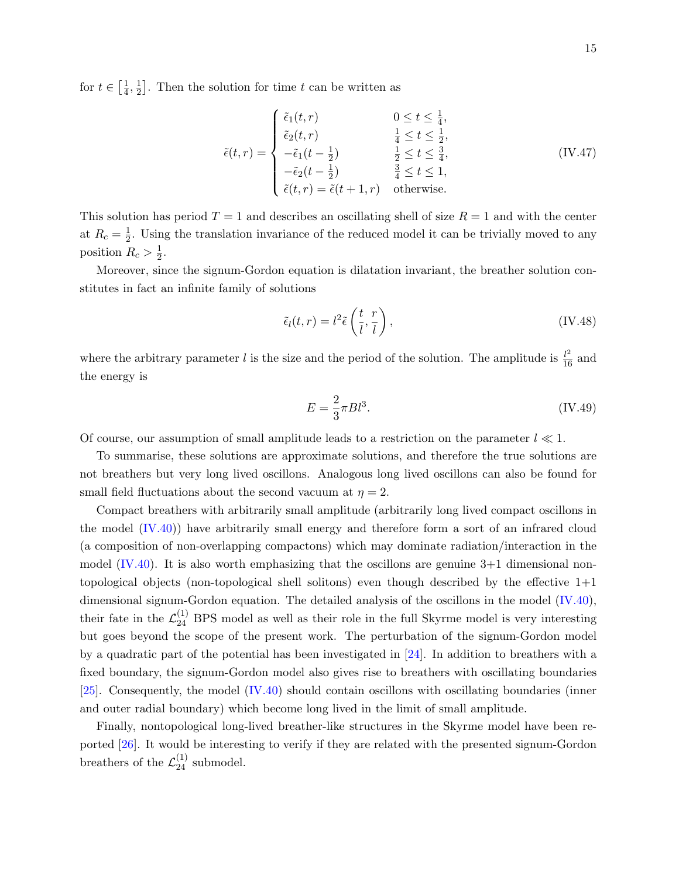for $t \in \left[\frac{1}{4}, \frac{1}{2}\right]$. Then the solution for time $t$ can be written as

$$\tilde{\epsilon}(t,r) = \begin{cases} \tilde{\epsilon}_1(t,r) & 0 \leq t \leq \frac{1}{4}, \\ \tilde{\epsilon}_2(t,r) & \frac{1}{4} \leq t \leq \frac{1}{2}, \\ -\tilde{\epsilon}_1(t-\frac{1}{2}) & \frac{1}{2} \leq t \leq \frac{3}{4}, \\ -\tilde{\epsilon}_2(t-\frac{1}{2}) & \frac{3}{4} \leq t \leq 1, \\ \tilde{\epsilon}(t,r) = \tilde{\epsilon}(t+1,r) & \text{otherwise.} \end{cases} \tag{IV.47}$$

This solution has period $T = 1$ and describes an oscillating shell of size $R = 1$ and with the center at $R_c = \frac{1}{2}$. Using the translation invariance of the reduced model it can be trivially moved to any position $R_c > \frac{1}{2}$.

Moreover, since the signum-Gordon equation is dilatation invariant, the breather solution constitutes in fact an infinite family of solutions

$$\tilde{\epsilon}_l(t,r) = l^2 \tilde{\epsilon}\left(\frac{t}{l}, \frac{r}{l}\right), \tag{IV.48}$$

where the arbitrary parameter $l$ is the size and the period of the solution. The amplitude is $\frac{l^2}{16}$ and the energy is

$$E = \frac{2}{3}\pi B l^3. \tag{IV.49}$$

Of course, our assumption of small amplitude leads to a restriction on the parameter $l \ll 1$.

To summarise, these solutions are approximate solutions, and therefore the true solutions are not breathers but very long lived oscillons. Analogous long lived oscillons can also be found for small field fluctuations about the second vacuum at $\eta = 2$.

Compact breathers with arbitrarily small amplitude (arbitrarily long lived compact oscillons in the model (IV.40)) have arbitrarily small energy and therefore form a sort of an infrared cloud (a composition of non-overlapping compactons) which may dominate radiation/interaction in the model (IV.40). It is also worth emphasizing that the oscillons are genuine 3+1 dimensional non-topological objects (non-topological shell solitons) even though described by the effective 1+1 dimensional signum-Gordon equation. The detailed analysis of the oscillons in the model (IV.40), their fate in the $\mathcal{L}_{24}^{(1)}$ BPS model as well as their role in the full Skyrme model is very interesting but goes beyond the scope of the present work. The perturbation of the signum-Gordon model by a quadratic part of the potential has been investigated in [24]. In addition to breathers with a fixed boundary, the signum-Gordon model also gives rise to breathers with oscillating boundaries [25]. Consequently, the model (IV.40) should contain oscillons with oscillating boundaries (inner and outer radial boundary) which become long lived in the limit of small amplitude.

Finally, nontopological long-lived breather-like structures in the Skyrme model have been reported [26]. It would be interesting to verify if they are related with the presented signum-Gordon breathers of the $\mathcal{L}_{24}^{(1)}$ submodel.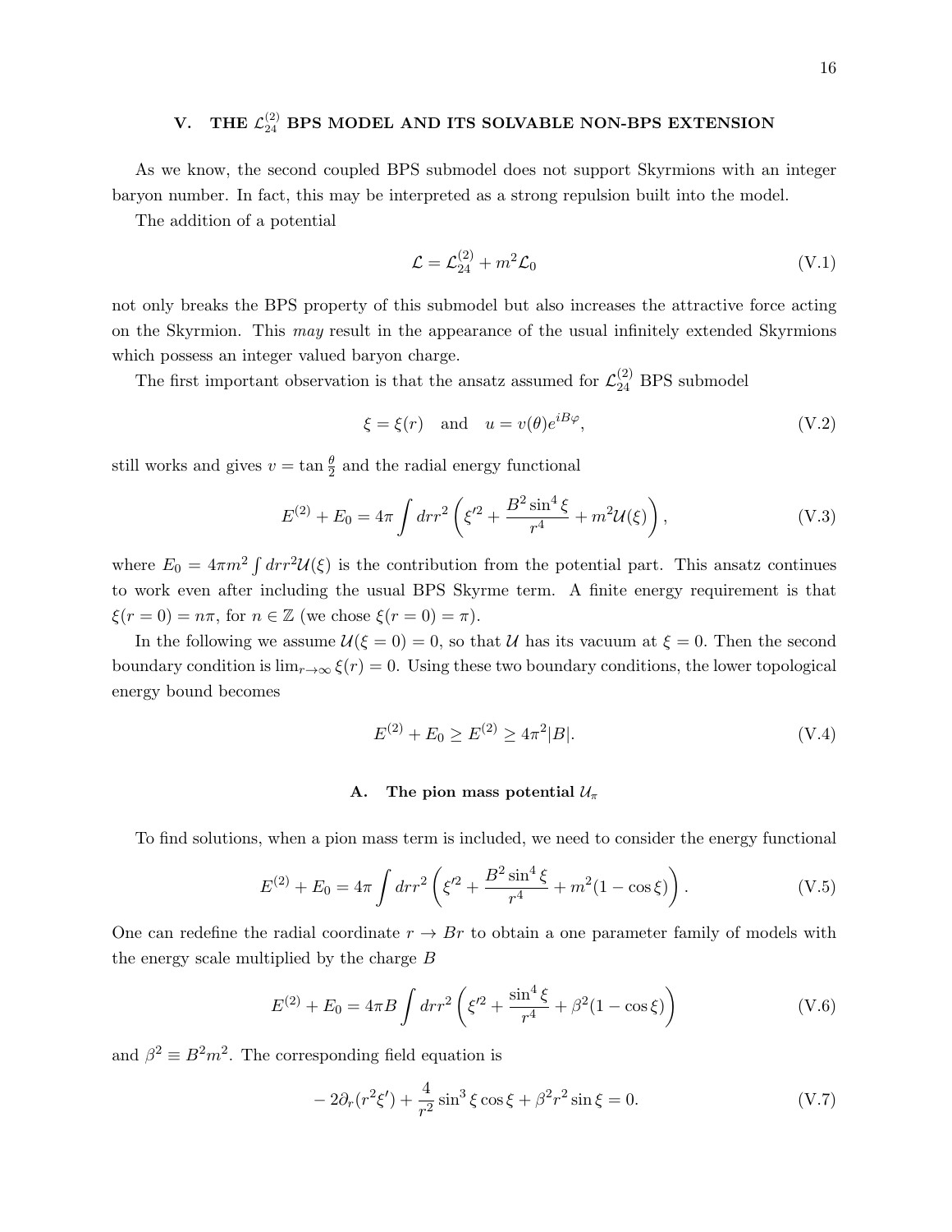## V. THE $\mathcal{L}_{24}^{(2)}$ BPS MODEL AND ITS SOLVABLE NON-BPS EXTENSION

As we know, the second coupled BPS submodel does not support Skyrmions with an integer baryon number. In fact, this may be interpreted as a strong repulsion built into the model.

The addition of a potential

$$\mathcal{L} = \mathcal{L}_{24}^{(2)} + m^2 \mathcal{L}_0 \tag{V.1}$$

not only breaks the BPS property of this submodel but also increases the attractive force acting on the Skyrmion. This *may* result in the appearance of the usual infinitely extended Skyrmions which possess an integer valued baryon charge.

The first important observation is that the ansatz assumed for $\mathcal{L}_{24}^{(2)}$ BPS submodel

$$\xi = \xi(r) \quad \text{and} \quad u = v(\theta)e^{iB\varphi}, \tag{V.2}$$

still works and gives $v = \tan\frac{\theta}{2}$ and the radial energy functional

$$E^{(2)} + E_0 = 4\pi \int dr r^2 \left( \xi'^2 + \frac{B^2 \sin^4 \xi}{r^4} + m^2 \mathcal{U}(\xi) \right), \tag{V.3}$$

where $E_0 = 4\pi m^2 \int dr r^2 \mathcal{U}(\xi)$ is the contribution from the potential part. This ansatz continues to work even after including the usual BPS Skyrme term. A finite energy requirement is that $\xi(r = 0) = n\pi$, for $n \in \mathbb{Z}$ (we chose $\xi(r = 0) = \pi$).

In the following we assume $\mathcal{U}(\xi = 0) = 0$, so that $\mathcal{U}$ has its vacuum at $\xi = 0$. Then the second boundary condition is $\lim_{r\to\infty} \xi(r) = 0$. Using these two boundary conditions, the lower topological energy bound becomes

$$E^{(2)} + E_0 \geq E^{(2)} \geq 4\pi^2 |B|. \tag{V.4}$$

### A. The pion mass potential $\mathcal{U}_\pi$

To find solutions, when a pion mass term is included, we need to consider the energy functional

$$E^{(2)} + E_0 = 4\pi \int dr r^2 \left( \xi'^2 + \frac{B^2 \sin^4 \xi}{r^4} + m^2 (1 - \cos \xi) \right). \tag{V.5}$$

One can redefine the radial coordinate $r \to Br$ to obtain a one parameter family of models with the energy scale multiplied by the charge $B$

$$E^{(2)} + E_0 = 4\pi B \int dr r^2 \left( \xi'^2 + \frac{\sin^4 \xi}{r^4} + \beta^2 (1 - \cos \xi) \right) \tag{V.6}$$

and $\beta^2 \equiv B^2 m^2$. The corresponding field equation is

$$-2\partial_r (r^2 \xi') + \frac{4}{r^2} \sin^3 \xi \cos \xi + \beta^2 r^2 \sin \xi = 0. \tag{V.7}$$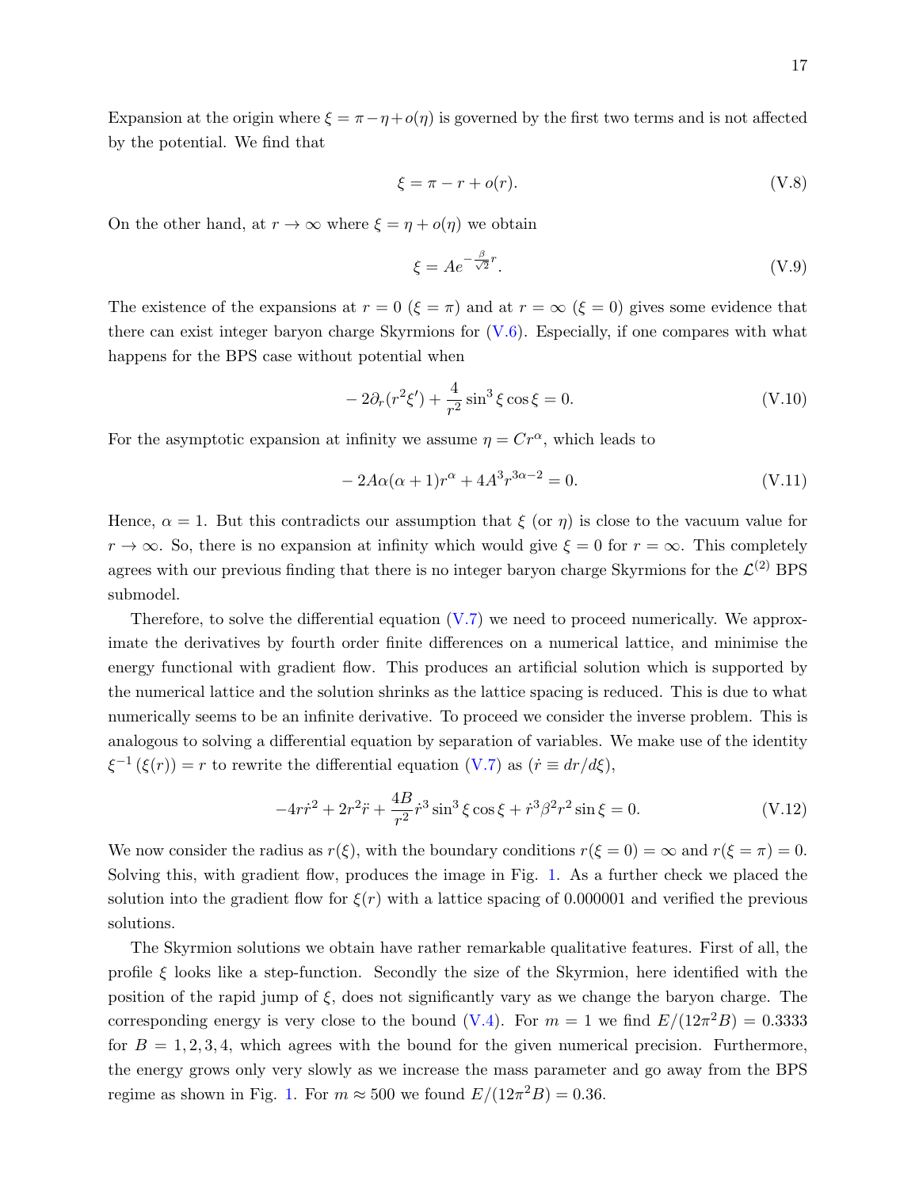Expansion at the origin where $\xi = \pi - \eta + o(\eta)$ is governed by the first two terms and is not affected by the potential. We find that

$$\xi = \pi - r + o(r). \tag{V.8}$$

On the other hand, at $r \to \infty$ where $\xi = \eta + o(\eta)$ we obtain

$$\xi = Ae^{-\frac{\beta}{\sqrt{2}}r}. \tag{V.9}$$

The existence of the expansions at $r = 0$ ($\xi = \pi$) and at $r = \infty$ ($\xi = 0$) gives some evidence that there can exist integer baryon charge Skyrmions for (V.6). Especially, if one compares with what happens for the BPS case without potential when

$$-2\partial_r(r^2\xi') + \frac{4}{r^2}\sin^3\xi\cos\xi = 0. \tag{V.10}$$

For the asymptotic expansion at infinity we assume $\eta = Cr^\alpha$, which leads to

$$-2A\alpha(\alpha+1)r^\alpha + 4A^3r^{3\alpha-2} = 0. \tag{V.11}$$

Hence, $\alpha = 1$. But this contradicts our assumption that $\xi$ (or $\eta$) is close to the vacuum value for $r \to \infty$. So, there is no expansion at infinity which would give $\xi = 0$ for $r = \infty$. This completely agrees with our previous finding that there is no integer baryon charge Skyrmions for the $\mathcal{L}^{(2)}$ BPS submodel.

Therefore, to solve the differential equation (V.7) we need to proceed numerically. We approximate the derivatives by fourth order finite differences on a numerical lattice, and minimise the energy functional with gradient flow. This produces an artificial solution which is supported by the numerical lattice and the solution shrinks as the lattice spacing is reduced. This is due to what numerically seems to be an infinite derivative. To proceed we consider the inverse problem. This is analogous to solving a differential equation by separation of variables. We make use of the identity $\xi^{-1}(\xi(r)) = r$ to rewrite the differential equation (V.7) as ($\dot{r} \equiv dr/d\xi$),

$$-4r\dot{r}^2 + 2r^2\ddot{r} + \frac{4B}{r^2}\dot{r}^3\sin^3\xi\cos\xi + \dot{r}^3\beta^2r^2\sin\xi = 0. \tag{V.12}$$

We now consider the radius as $r(\xi)$, with the boundary conditions $r(\xi = 0) = \infty$ and $r(\xi = \pi) = 0$. Solving this, with gradient flow, produces the image in Fig. 1. As a further check we placed the solution into the gradient flow for $\xi(r)$ with a lattice spacing of 0.000001 and verified the previous solutions.

The Skyrmion solutions we obtain have rather remarkable qualitative features. First of all, the profile $\xi$ looks like a step-function. Secondly the size of the Skyrmion, here identified with the position of the rapid jump of $\xi$, does not significantly vary as we change the baryon charge. The corresponding energy is very close to the bound (V.4). For $m = 1$ we find $E/(12\pi^2B) = 0.3333$ for $B = 1, 2, 3, 4$, which agrees with the bound for the given numerical precision. Furthermore, the energy grows only very slowly as we increase the mass parameter and go away from the BPS regime as shown in Fig. 1. For $m \approx 500$ we found $E/(12\pi^2B) = 0.36$.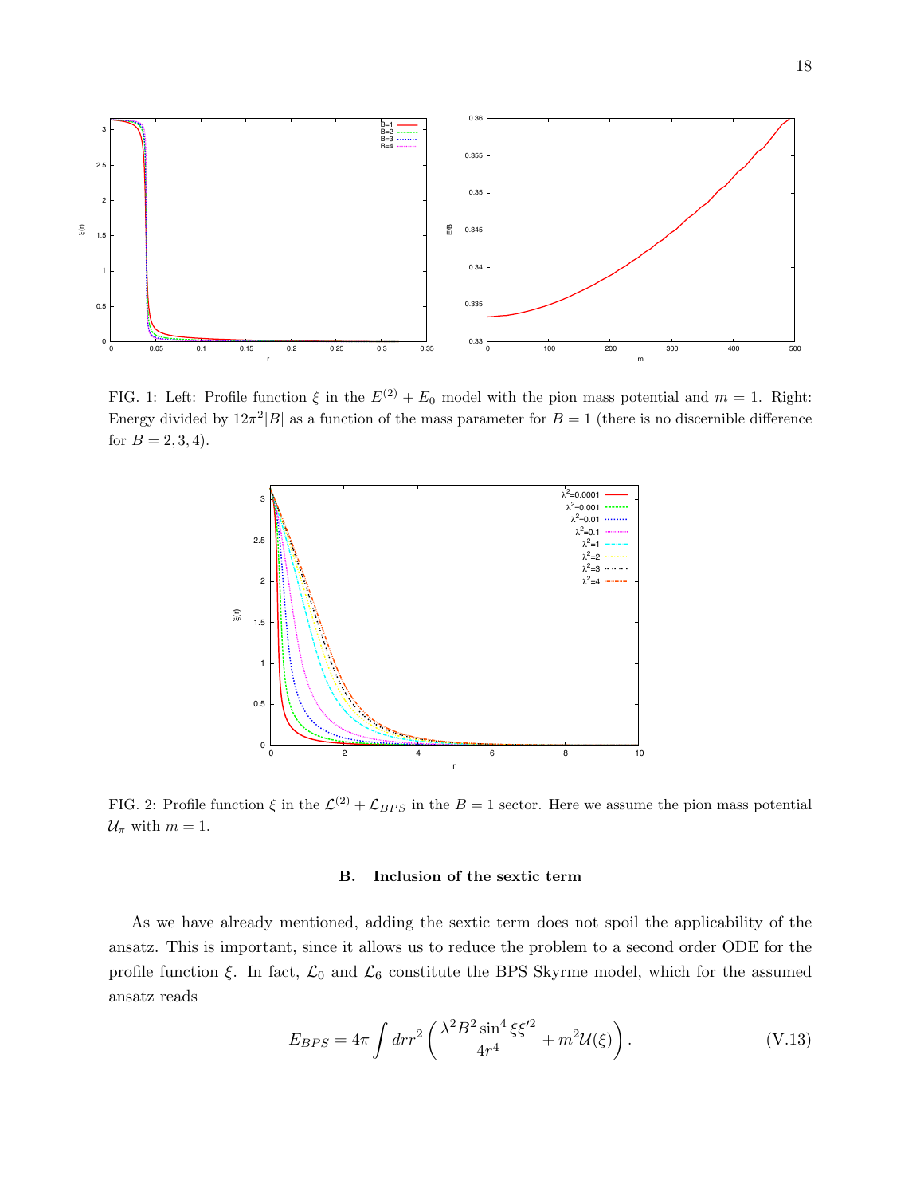FIG. 1: Left: Profile function $\xi$ in the $E^{(2)} + E_0$ model with the pion mass potential and $m = 1$. Right: Energy divided by $12\pi^2|B|$ as a function of the mass parameter for $B = 1$ (there is no discernible difference for $B = 2, 3, 4$).

FIG. 2: Profile function $\xi$ in the $\mathcal{L}^{(2)} + \mathcal{L}_{BPS}$ in the $B = 1$ sector. Here we assume the pion mass potential $\mathcal{U}_\pi$ with $m = 1$.

### B. Inclusion of the sextic term

As we have already mentioned, adding the sextic term does not spoil the applicability of the ansatz. This is important, since it allows us to reduce the problem to a second order ODE for the profile function $\xi$. In fact, $\mathcal{L}_0$ and $\mathcal{L}_6$ constitute the BPS Skyrme model, which for the assumed ansatz reads

$$E_{BPS} = 4\pi \int dr r^2 \left( \frac{\lambda^2 B^2 \sin^4 \xi \xi'^2}{4r^4} + m^2 \mathcal{U}(\xi) \right). \tag{V.13}$$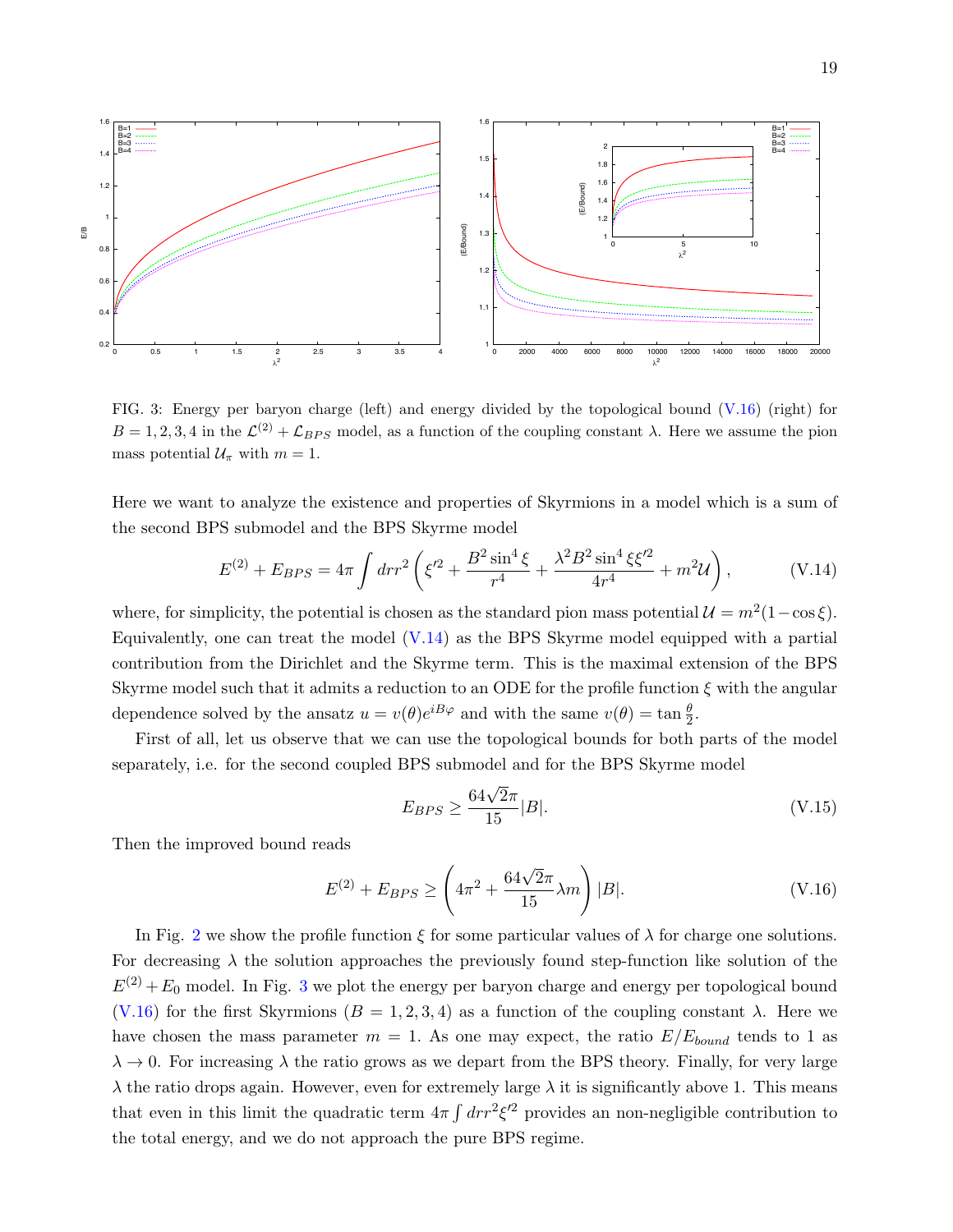FIG. 3: Energy per baryon charge (left) and energy divided by the topological bound (V.16) (right) for $B = 1, 2, 3, 4$ in the $\mathcal{L}^{(2)} + \mathcal{L}_{BPS}$ model, as a function of the coupling constant $\lambda$. Here we assume the pion mass potential $\mathcal{U}_\pi$ with $m = 1$.

Here we want to analyze the existence and properties of Skyrmions in a model which is a sum of the second BPS submodel and the BPS Skyrme model

$$E^{(2)} + E_{BPS} = 4\pi \int dr r^2 \left( \xi'^2 + \frac{B^2 \sin^4 \xi}{r^4} + \frac{\lambda^2 B^2 \sin^4 \xi \xi'^2}{4r^4} + m^2 \mathcal{U} \right), \tag{V.14}$$

where, for simplicity, the potential is chosen as the standard pion mass potential $\mathcal{U} = m^2(1 - \cos \xi)$. Equivalently, one can treat the model (V.14) as the BPS Skyrme model equipped with a partial contribution from the Dirichlet and the Skyrme term. This is the maximal extension of the BPS Skyrme model such that it admits a reduction to an ODE for the profile function $\xi$ with the angular dependence solved by the ansatz $u = v(\theta) e^{iB\varphi}$ and with the same $v(\theta) = \tan \frac{\theta}{2}$.

First of all, let us observe that we can use the topological bounds for both parts of the model separately, i.e. for the second coupled BPS submodel and for the BPS Skyrme model

$$E_{BPS} \geq \frac{64\sqrt{2}\pi}{15} |B|. \tag{V.15}$$

Then the improved bound reads

$$E^{(2)} + E_{BPS} \geq \left( 4\pi^2 + \frac{64\sqrt{2}\pi}{15} \lambda m \right) |B|. \tag{V.16}$$

In Fig. 2 we show the profile function $\xi$ for some particular values of $\lambda$ for charge one solutions. For decreasing $\lambda$ the solution approaches the previously found step-function like solution of the $E^{(2)} + E_0$ model. In Fig. 3 we plot the energy per baryon charge and energy per topological bound (V.16) for the first Skyrmions ($B = 1, 2, 3, 4$) as a function of the coupling constant $\lambda$. Here we have chosen the mass parameter $m = 1$. As one may expect, the ratio $E/E_{bound}$ tends to 1 as $\lambda \to 0$. For increasing $\lambda$ the ratio grows as we depart from the BPS theory. Finally, for very large $\lambda$ the ratio drops again. However, even for extremely large $\lambda$ it is significantly above 1. This means that even in this limit the quadratic term $4\pi \int dr r^2 \xi'^2$ provides an non-negligible contribution to the total energy, and we do not approach the pure BPS regime.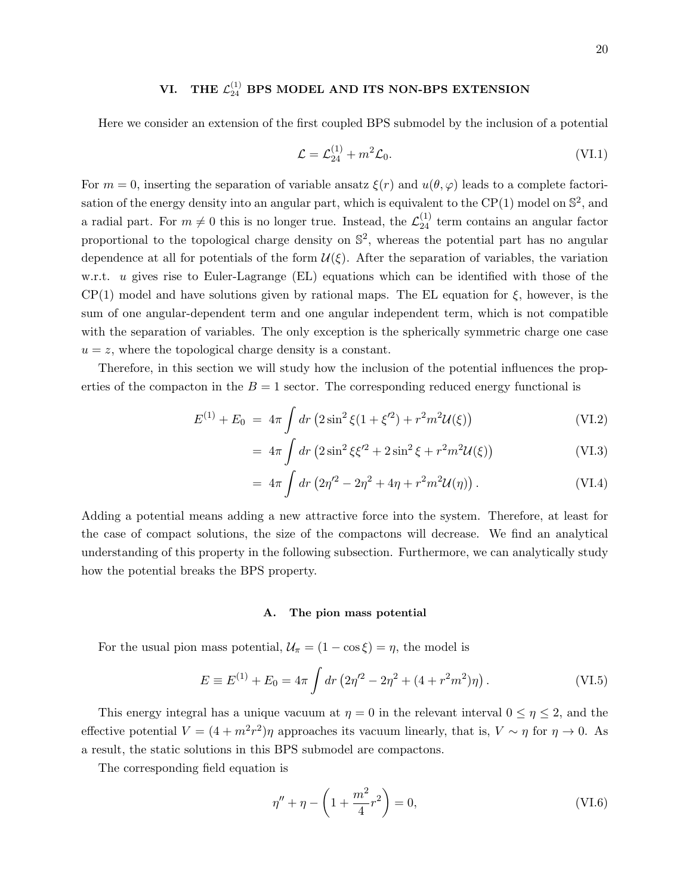## VI. THE $\mathcal{L}_{24}^{(1)}$ BPS MODEL AND ITS NON-BPS EXTENSION

Here we consider an extension of the first coupled BPS submodel by the inclusion of a potential

$$\mathcal{L} = \mathcal{L}_{24}^{(1)} + m^2 \mathcal{L}_0. \tag{VI.1}$$

For $m = 0$, inserting the separation of variable ansatz $\xi(r)$ and $u(\theta, \varphi)$ leads to a complete factorisation of the energy density into an angular part, which is equivalent to the CP(1) model on $\mathbb{S}^2$, and a radial part. For $m \neq 0$ this is no longer true. Instead, the $\mathcal{L}_{24}^{(1)}$ term contains an angular factor proportional to the topological charge density on $\mathbb{S}^2$, whereas the potential part has no angular dependence at all for potentials of the form $\mathcal{U}(\xi)$. After the separation of variables, the variation w.r.t. $u$ gives rise to Euler-Lagrange (EL) equations which can be identified with those of the CP(1) model and have solutions given by rational maps. The EL equation for $\xi$, however, is the sum of one angular-dependent term and one angular independent term, which is not compatible with the separation of variables. The only exception is the spherically symmetric charge one case $u = z$, where the topological charge density is a constant.

Therefore, in this section we will study how the inclusion of the potential influences the properties of the compacton in the $B = 1$ sector. The corresponding reduced energy functional is

$$\begin{aligned}
E^{(1)} + E_0 &= 4\pi \int dr \left( 2\sin^2\xi (1 + \xi'^2) + r^2 m^2 \mathcal{U}(\xi) \right) && \text{(VI.2)} \\
&= 4\pi \int dr \left( 2\sin^2\xi \xi'^2 + 2\sin^2\xi + r^2 m^2 \mathcal{U}(\xi) \right) && \text{(VI.3)} \\
&= 4\pi \int dr \left( 2\eta'^2 - 2\eta^2 + 4\eta + r^2 m^2 \mathcal{U}(\eta) \right). && \text{(VI.4)}
\end{aligned}$$

Adding a potential means adding a new attractive force into the system. Therefore, at least for the case of compact solutions, the size of the compactons will decrease. We find an analytical understanding of this property in the following subsection. Furthermore, we can analytically study how the potential breaks the BPS property.

### A. The pion mass potential

For the usual pion mass potential, $\mathcal{U}_\pi = (1 - \cos\xi) = \eta$, the model is

$$E \equiv E^{(1)} + E_0 = 4\pi \int dr \left( 2\eta'^2 - 2\eta^2 + (4 + r^2 m^2)\eta \right). \tag{VI.5}$$

This energy integral has a unique vacuum at $\eta = 0$ in the relevant interval $0 \leq \eta \leq 2$, and the effective potential $V = (4 + m^2 r^2)\eta$ approaches its vacuum linearly, that is, $V \sim \eta$ for $\eta \to 0$. As a result, the static solutions in this BPS submodel are compactons.

The corresponding field equation is

$$\eta'' + \eta - \left( 1 + \frac{m^2}{4} r^2 \right) = 0, \tag{VI.6}$$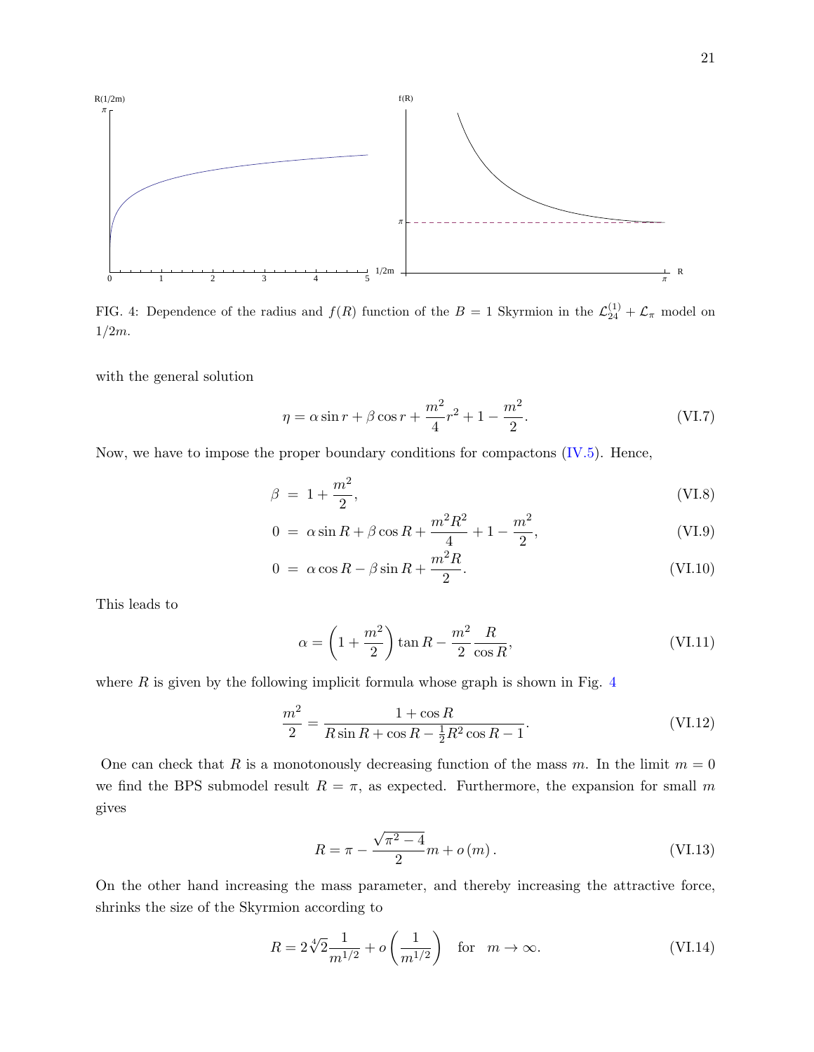FIG. 4: Dependence of the radius and $f(R)$ function of the $B = 1$ Skyrmion in the $\mathcal{L}_{24}^{(1)} + \mathcal{L}_\pi$ model on $1/2m$.

with the general solution

$$\eta = \alpha \sin r + \beta \cos r + \frac{m^2}{4} r^2 + 1 - \frac{m^2}{2}. \tag{VI.7}$$

Now, we have to impose the proper boundary conditions for compactons (IV.5). Hence,

$$\beta = 1 + \frac{m^2}{2}, \tag{VI.8}$$

$$0 = \alpha \sin R + \beta \cos R + \frac{m^2 R^2}{4} + 1 - \frac{m^2}{2}, \tag{VI.9}$$

$$0 = \alpha \cos R - \beta \sin R + \frac{m^2 R}{2}. \tag{VI.10}$$

This leads to

$$\alpha = \left(1 + \frac{m^2}{2}\right) \tan R - \frac{m^2}{2} \frac{R}{\cos R}, \tag{VI.11}$$

where $R$ is given by the following implicit formula whose graph is shown in Fig. 4

$$\frac{m^2}{2} = \frac{1 + \cos R}{R \sin R + \cos R - \frac{1}{2} R^2 \cos R - 1}. \tag{VI.12}$$

One can check that $R$ is a monotonously decreasing function of the mass $m$. In the limit $m = 0$ we find the BPS submodel result $R = \pi$, as expected. Furthermore, the expansion for small $m$ gives

$$R = \pi - \frac{\sqrt{\pi^2 - 4}}{2} m + o(m). \tag{VI.13}$$

On the other hand increasing the mass parameter, and thereby increasing the attractive force, shrinks the size of the Skyrmion according to

$$R = 2\sqrt[4]{2} \frac{1}{m^{1/2}} + o\left(\frac{1}{m^{1/2}}\right) \quad \text{for} \quad m \to \infty. \tag{VI.14}$$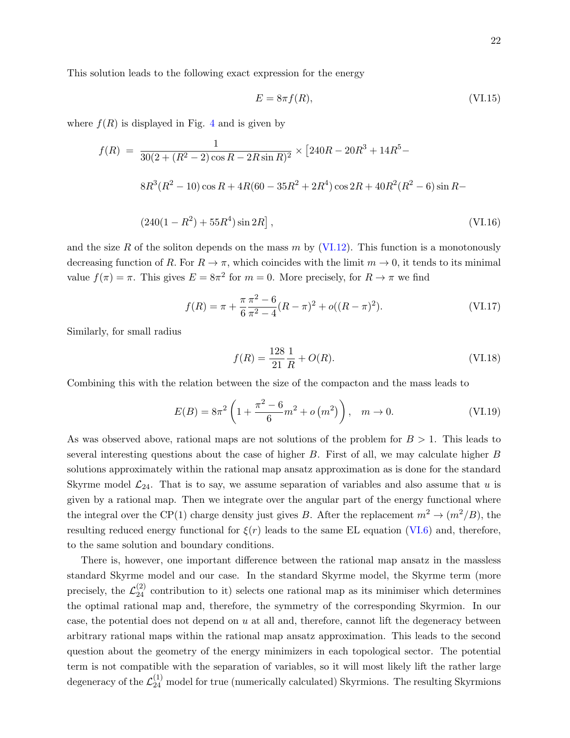This solution leads to the following exact expression for the energy

$$E = 8\pi f(R), \tag{VI.15}$$

where $f(R)$ is displayed in Fig. 4 and is given by

$$
\begin{aligned}
f(R) \; = \; & \frac{1}{30(2+(R^2-2)\cos R - 2R\sin R)^2} \times \left[240R - 20R^3 + 14R^5 - \right. \\
& 8R^3(R^2-10)\cos R + 4R(60-35R^2+2R^4)\cos 2R + 40R^2(R^2-6)\sin R - \\
& \left. (240(1-R^2)+55R^4)\sin 2R\right], 
\end{aligned}
\tag{VI.16}
$$

and the size $R$ of the soliton depends on the mass $m$ by (VI.12). This function is a monotonously decreasing function of $R$. For $R \to \pi$, which coincides with the limit $m \to 0$, it tends to its minimal value $f(\pi) = \pi$. This gives $E = 8\pi^2$ for $m = 0$. More precisely, for $R \to \pi$ we find

$$f(R) = \pi + \frac{\pi}{6}\frac{\pi^2-6}{\pi^2-4}(R-\pi)^2 + o((R-\pi)^2). \tag{VI.17}$$

Similarly, for small radius

$$f(R) = \frac{128}{21}\frac{1}{R} + O(R). \tag{VI.18}$$

Combining this with the relation between the size of the compacton and the mass leads to

$$E(B) = 8\pi^2\left(1 + \frac{\pi^2-6}{6}m^2 + o\left(m^2\right)\right), \quad m \to 0. \tag{VI.19}$$

As was observed above, rational maps are not solutions of the problem for $B > 1$. This leads to several interesting questions about the case of higher $B$. First of all, we may calculate higher $B$ solutions approximately within the rational map ansatz approximation as is done for the standard Skyrme model $\mathcal{L}_{24}$. That is to say, we assume separation of variables and also assume that $u$ is given by a rational map. Then we integrate over the angular part of the energy functional where the integral over the CP(1) charge density just gives $B$. After the replacement $m^2 \to (m^2/B)$, the resulting reduced energy functional for $\xi(r)$ leads to the same EL equation (VI.6) and, therefore, to the same solution and boundary conditions.

There is, however, one important difference between the rational map ansatz in the massless standard Skyrme model and our case. In the standard Skyrme model, the Skyrme term (more precisely, the $\mathcal{L}_{24}^{(2)}$ contribution to it) selects one rational map as its minimiser which determines the optimal rational map and, therefore, the symmetry of the corresponding Skyrmion. In our case, the potential does not depend on $u$ at all and, therefore, cannot lift the degeneracy between arbitrary rational maps within the rational map ansatz approximation. This leads to the second question about the geometry of the energy minimizers in each topological sector. The potential term is not compatible with the separation of variables, so it will most likely lift the rather large degeneracy of the $\mathcal{L}_{24}^{(1)}$ model for true (numerically calculated) Skyrmions. The resulting Skyrmions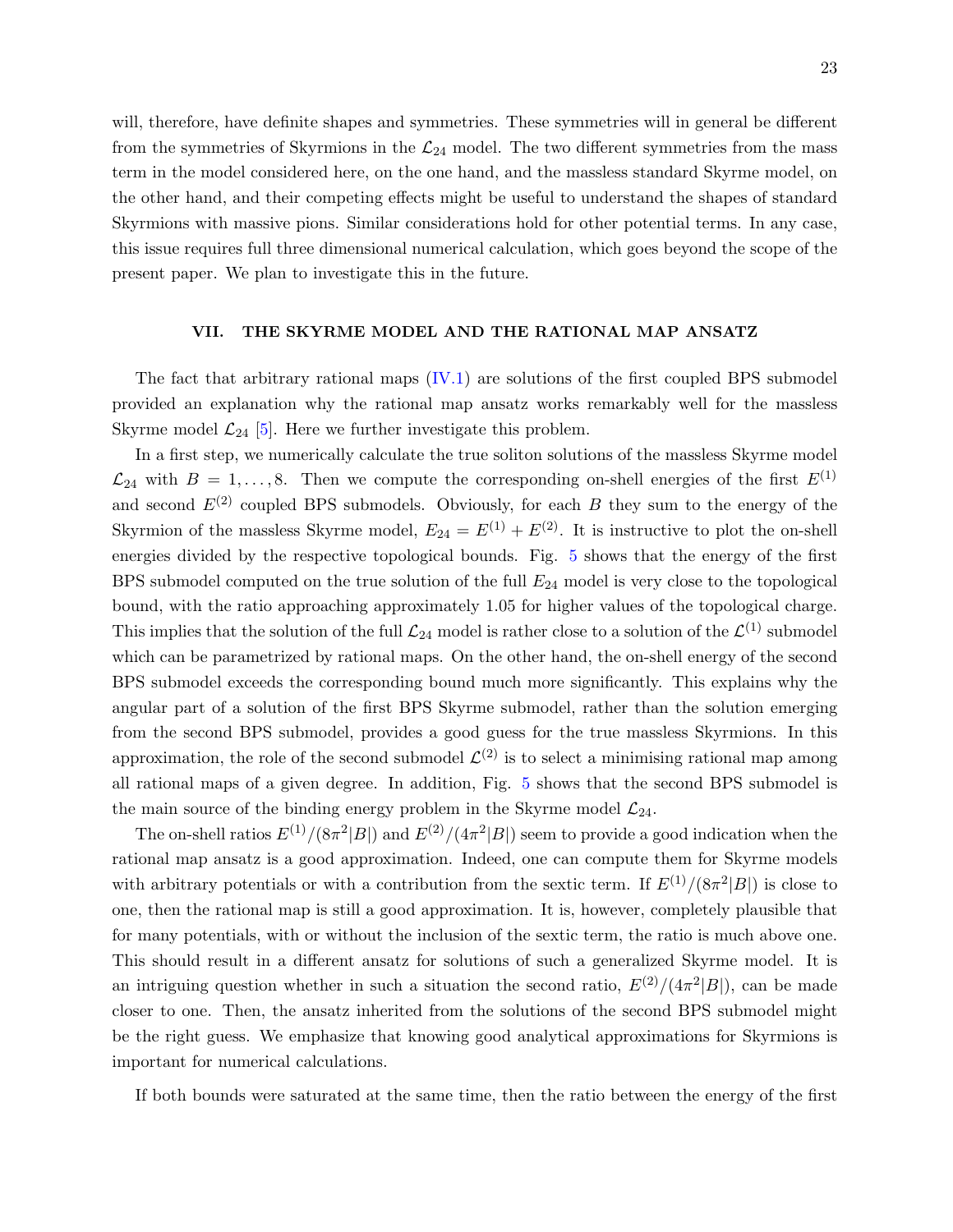will, therefore, have definite shapes and symmetries. These symmetries will in general be different from the symmetries of Skyrmions in the $\mathcal{L}_{24}$ model. The two different symmetries from the mass term in the model considered here, on the one hand, and the massless standard Skyrme model, on the other hand, and their competing effects might be useful to understand the shapes of standard Skyrmions with massive pions. Similar considerations hold for other potential terms. In any case, this issue requires full three dimensional numerical calculation, which goes beyond the scope of the present paper. We plan to investigate this in the future.

## VII. THE SKYRME MODEL AND THE RATIONAL MAP ANSATZ

The fact that arbitrary rational maps (IV.1) are solutions of the first coupled BPS submodel provided an explanation why the rational map ansatz works remarkably well for the massless Skyrme model $\mathcal{L}_{24}$ [5]. Here we further investigate this problem.

In a first step, we numerically calculate the true soliton solutions of the massless Skyrme model $\mathcal{L}_{24}$ with $B = 1, \dots, 8$. Then we compute the corresponding on-shell energies of the first $E^{(1)}$ and second $E^{(2)}$ coupled BPS submodels. Obviously, for each $B$ they sum to the energy of the Skyrmion of the massless Skyrme model, $E_{24} = E^{(1)} + E^{(2)}$. It is instructive to plot the on-shell energies divided by the respective topological bounds. Fig. 5 shows that the energy of the first BPS submodel computed on the true solution of the full $E_{24}$ model is very close to the topological bound, with the ratio approaching approximately 1.05 for higher values of the topological charge. This implies that the solution of the full $\mathcal{L}_{24}$ model is rather close to a solution of the $\mathcal{L}^{(1)}$ submodel which can be parametrized by rational maps. On the other hand, the on-shell energy of the second BPS submodel exceeds the corresponding bound much more significantly. This explains why the angular part of a solution of the first BPS Skyrme submodel, rather than the solution emerging from the second BPS submodel, provides a good guess for the true massless Skyrmions. In this approximation, the role of the second submodel $\mathcal{L}^{(2)}$ is to select a minimising rational map among all rational maps of a given degree. In addition, Fig. 5 shows that the second BPS submodel is the main source of the binding energy problem in the Skyrme model $\mathcal{L}_{24}$.

The on-shell ratios $E^{(1)}/(8\pi^2|B|)$ and $E^{(2)}/(4\pi^2|B|)$ seem to provide a good indication when the rational map ansatz is a good approximation. Indeed, one can compute them for Skyrme models with arbitrary potentials or with a contribution from the sextic term. If $E^{(1)}/(8\pi^2|B|)$ is close to one, then the rational map is still a good approximation. It is, however, completely plausible that for many potentials, with or without the inclusion of the sextic term, the ratio is much above one. This should result in a different ansatz for solutions of such a generalized Skyrme model. It is an intriguing question whether in such a situation the second ratio, $E^{(2)}/(4\pi^2|B|)$, can be made closer to one. Then, the ansatz inherited from the solutions of the second BPS submodel might be the right guess. We emphasize that knowing good analytical approximations for Skyrmions is important for numerical calculations.

If both bounds were saturated at the same time, then the ratio between the energy of the first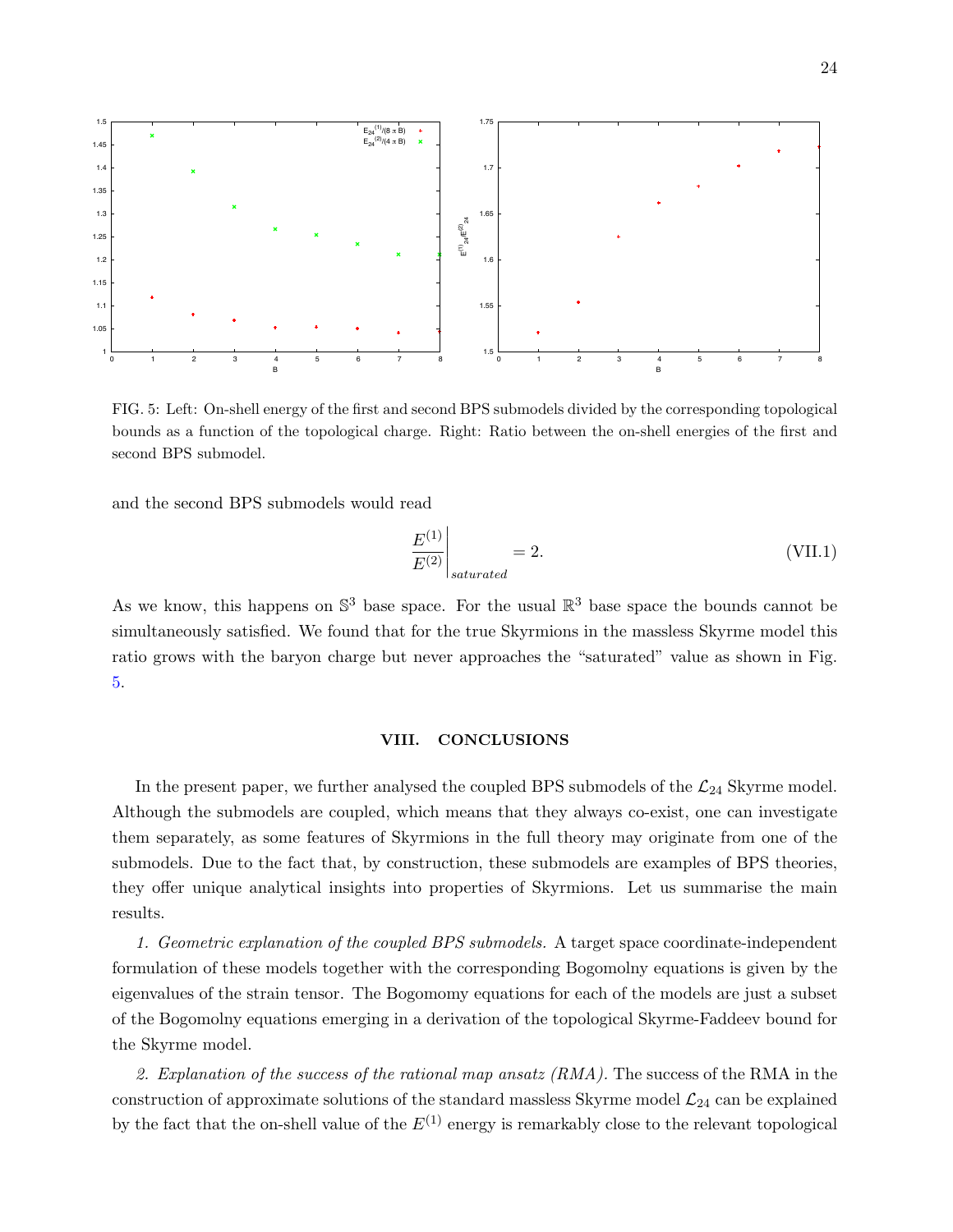FIG. 5: Left: On-shell energy of the first and second BPS submodels divided by the corresponding topological bounds as a function of the topological charge. Right: Ratio between the on-shell energies of the first and second BPS submodel.

and the second BPS submodels would read

$$\left.\frac{E^{(1)}}{E^{(2)}}\right|_{saturated} = 2. \tag{VII.1}$$

As we know, this happens on $\mathbb{S}^3$ base space. For the usual $\mathbb{R}^3$ base space the bounds cannot be simultaneously satisfied. We found that for the true Skyrmions in the massless Skyrme model this ratio grows with the baryon charge but never approaches the "saturated" value as shown in Fig. 5.

## VIII. CONCLUSIONS

In the present paper, we further analysed the coupled BPS submodels of the $\mathcal{L}_{24}$ Skyrme model. Although the submodels are coupled, which means that they always co-exist, one can investigate them separately, as some features of Skyrmions in the full theory may originate from one of the submodels. Due to the fact that, by construction, these submodels are examples of BPS theories, they offer unique analytical insights into properties of Skyrmions. Let us summarise the main results.

*1. Geometric explanation of the coupled BPS submodels.* A target space coordinate-independent formulation of these models together with the corresponding Bogomolny equations is given by the eigenvalues of the strain tensor. The Bogomomy equations for each of the models are just a subset of the Bogomolny equations emerging in a derivation of the topological Skyrme-Faddeev bound for the Skyrme model.

*2. Explanation of the success of the rational map ansatz (RMA).* The success of the RMA in the construction of approximate solutions of the standard massless Skyrme model $\mathcal{L}_{24}$ can be explained by the fact that the on-shell value of the $E^{(1)}$ energy is remarkably close to the relevant topological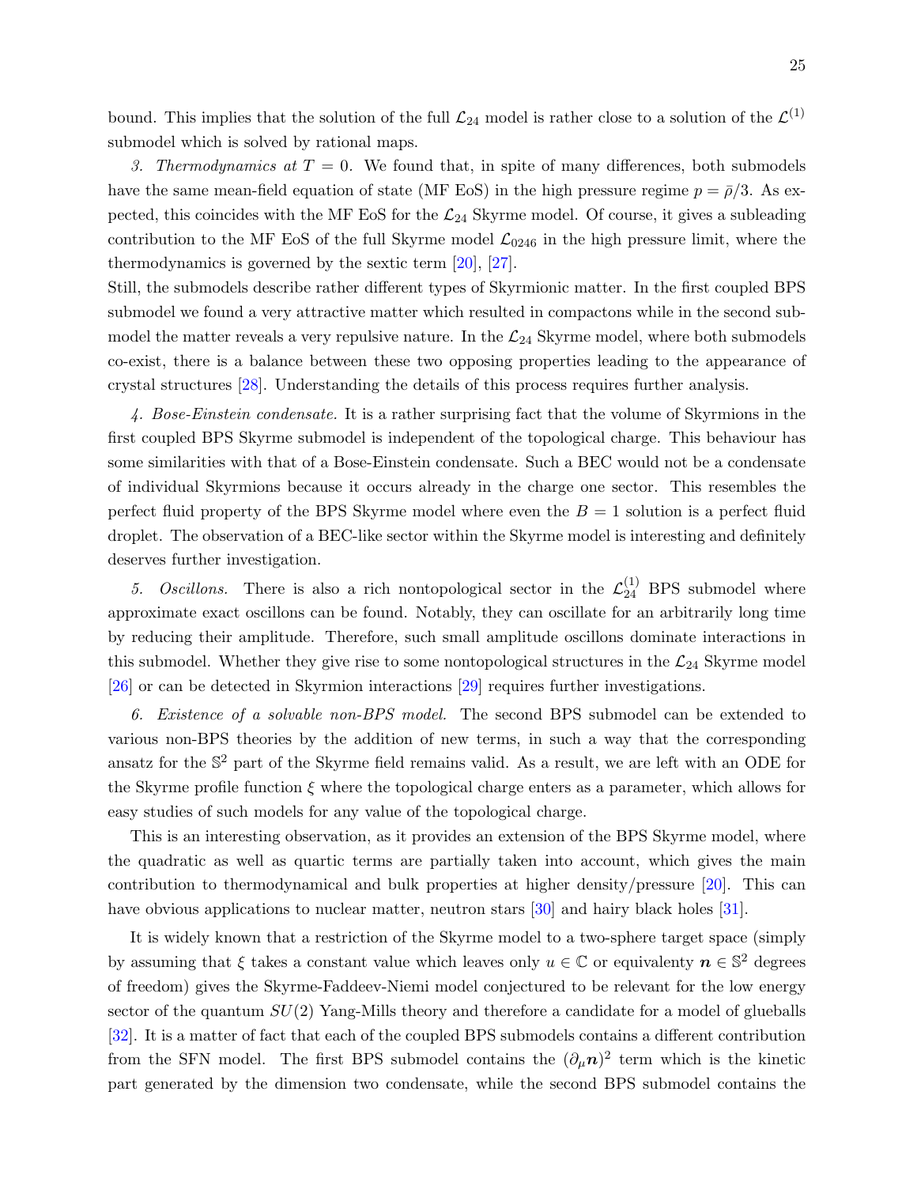bound. This implies that the solution of the full $\mathcal{L}_{24}$ model is rather close to a solution of the $\mathcal{L}^{(1)}$ submodel which is solved by rational maps.

*3. Thermodynamics at $T = 0$.* We found that, in spite of many differences, both submodels have the same mean-field equation of state (MF EoS) in the high pressure regime $p = \bar{\rho}/3$. As expected, this coincides with the MF EoS for the $\mathcal{L}_{24}$ Skyrme model. Of course, it gives a subleading contribution to the MF EoS of the full Skyrme model $\mathcal{L}_{0246}$ in the high pressure limit, where the thermodynamics is governed by the sextic term [20], [27].
Still, the submodels describe rather different types of Skyrmionic matter. In the first coupled BPS submodel we found a very attractive matter which resulted in compactons while in the second submodel the matter reveals a very repulsive nature. In the $\mathcal{L}_{24}$ Skyrme model, where both submodels co-exist, there is a balance between these two opposing properties leading to the appearance of crystal structures [28]. Understanding the details of this process requires further analysis.

*4. Bose-Einstein condensate.* It is a rather surprising fact that the volume of Skyrmions in the first coupled BPS Skyrme submodel is independent of the topological charge. This behaviour has some similarities with that of a Bose-Einstein condensate. Such a BEC would not be a condensate of individual Skyrmions because it occurs already in the charge one sector. This resembles the perfect fluid property of the BPS Skyrme model where even the $B = 1$ solution is a perfect fluid droplet. The observation of a BEC-like sector within the Skyrme model is interesting and definitely deserves further investigation.

*5. Oscillons.* There is also a rich nontopological sector in the $\mathcal{L}_{24}^{(1)}$ BPS submodel where approximate exact oscillons can be found. Notably, they can oscillate for an arbitrarily long time by reducing their amplitude. Therefore, such small amplitude oscillons dominate interactions in this submodel. Whether they give rise to some nontopological structures in the $\mathcal{L}_{24}$ Skyrme model [26] or can be detected in Skyrmion interactions [29] requires further investigations.

*6. Existence of a solvable non-BPS model.* The second BPS submodel can be extended to various non-BPS theories by the addition of new terms, in such a way that the corresponding ansatz for the $\mathbb{S}^2$ part of the Skyrme field remains valid. As a result, we are left with an ODE for the Skyrme profile function $\xi$ where the topological charge enters as a parameter, which allows for easy studies of such models for any value of the topological charge.

This is an interesting observation, as it provides an extension of the BPS Skyrme model, where the quadratic as well as quartic terms are partially taken into account, which gives the main contribution to thermodynamical and bulk properties at higher density/pressure [20]. This can have obvious applications to nuclear matter, neutron stars [30] and hairy black holes [31].

It is widely known that a restriction of the Skyrme model to a two-sphere target space (simply by assuming that $\xi$ takes a constant value which leaves only $u \in \mathbb{C}$ or equivalenty $\boldsymbol{n} \in \mathbb{S}^2$ degrees of freedom) gives the Skyrme-Faddeev-Niemi model conjectured to be relevant for the low energy sector of the quantum $SU(2)$ Yang-Mills theory and therefore a candidate for a model of glueballs [32]. It is a matter of fact that each of the coupled BPS submodels contains a different contribution from the SFN model. The first BPS submodel contains the $(\partial_\mu \boldsymbol{n})^2$ term which is the kinetic part generated by the dimension two condensate, while the second BPS submodel contains the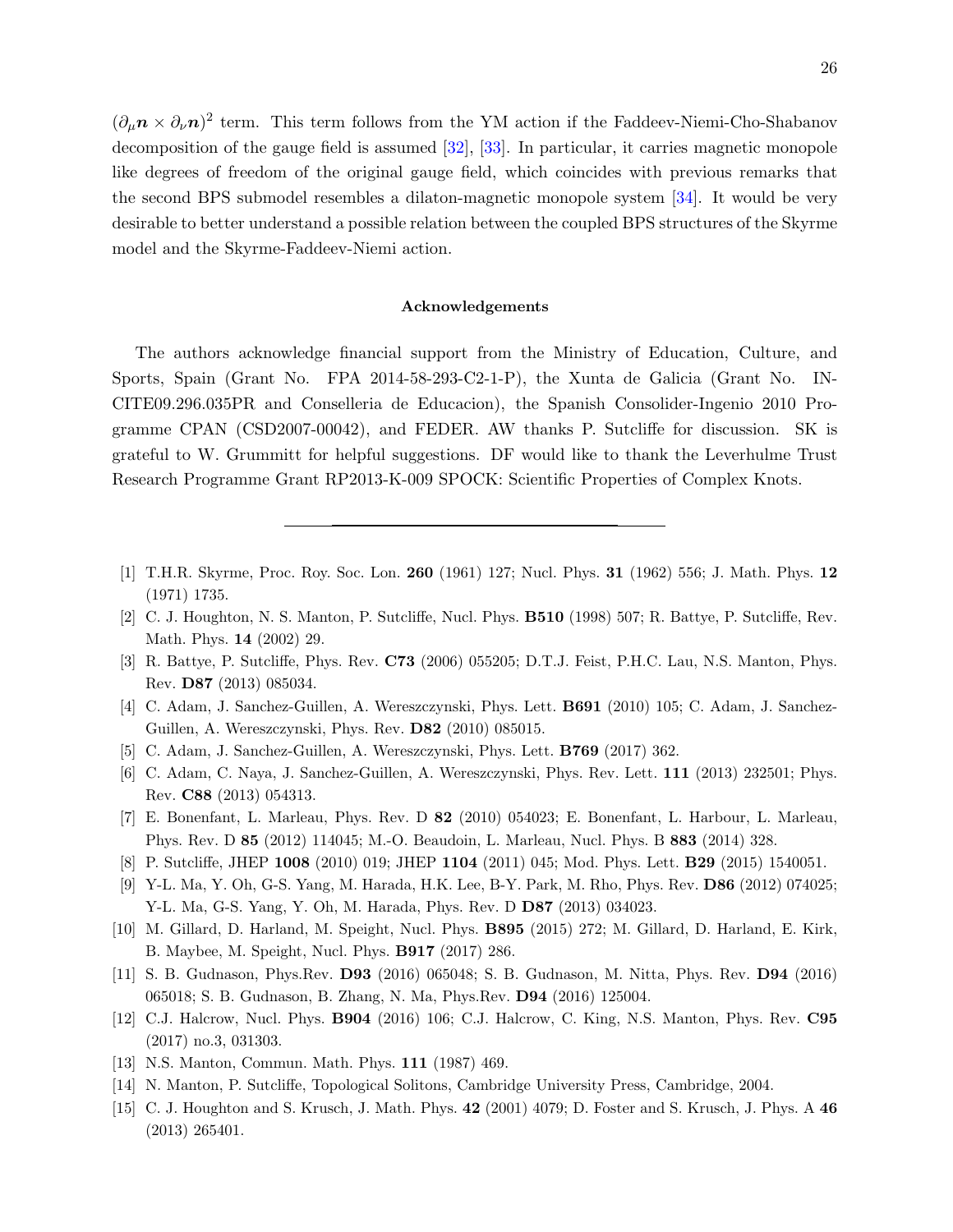$(\partial_\mu \boldsymbol{n} \times \partial_\nu \boldsymbol{n})^2$ term. This term follows from the YM action if the Faddeev-Niemi-Cho-Shabanov decomposition of the gauge field is assumed [32], [33]. In particular, it carries magnetic monopole like degrees of freedom of the original gauge field, which coincides with previous remarks that the second BPS submodel resembles a dilaton-magnetic monopole system [34]. It would be very desirable to better understand a possible relation between the coupled BPS structures of the Skyrme model and the Skyrme-Faddeev-Niemi action.

### Acknowledgements

The authors acknowledge financial support from the Ministry of Education, Culture, and Sports, Spain (Grant No. FPA 2014-58-293-C2-1-P), the Xunta de Galicia (Grant No. INCITE09.296.035PR and Conselleria de Educacion), the Spanish Consolider-Ingenio 2010 Programme CPAN (CSD2007-00042), and FEDER. AW thanks P. Sutcliffe for discussion. SK is grateful to W. Grummitt for helpful suggestions. DF would like to thank the Leverhulme Trust Research Programme Grant RP2013-K-009 SPOCK: Scientific Properties of Complex Knots.

---

[1] T.H.R. Skyrme, Proc. Roy. Soc. Lon. **260** (1961) 127; Nucl. Phys. **31** (1962) 556; J. Math. Phys. **12** (1971) 1735.

[2] C. J. Houghton, N. S. Manton, P. Sutcliffe, Nucl. Phys. **B510** (1998) 507; R. Battye, P. Sutcliffe, Rev. Math. Phys. **14** (2002) 29.

[3] R. Battye, P. Sutcliffe, Phys. Rev. **C73** (2006) 055205; D.T.J. Feist, P.H.C. Lau, N.S. Manton, Phys. Rev. **D87** (2013) 085034.

[4] C. Adam, J. Sanchez-Guillen, A. Wereszczynski, Phys. Lett. **B691** (2010) 105; C. Adam, J. Sanchez-Guillen, A. Wereszczynski, Phys. Rev. **D82** (2010) 085015.

[5] C. Adam, J. Sanchez-Guillen, A. Wereszczynski, Phys. Lett. **B769** (2017) 362.

[6] C. Adam, C. Naya, J. Sanchez-Guillen, A. Wereszczynski, Phys. Rev. Lett. **111** (2013) 232501; Phys. Rev. **C88** (2013) 054313.

[7] E. Bonenfant, L. Marleau, Phys. Rev. D **82** (2010) 054023; E. Bonenfant, L. Harbour, L. Marleau, Phys. Rev. D **85** (2012) 114045; M.-O. Beaudoin, L. Marleau, Nucl. Phys. B **883** (2014) 328.

[8] P. Sutcliffe, JHEP **1008** (2010) 019; JHEP **1104** (2011) 045; Mod. Phys. Lett. **B29** (2015) 1540051.

[9] Y-L. Ma, Y. Oh, G-S. Yang, M. Harada, H.K. Lee, B-Y. Park, M. Rho, Phys. Rev. **D86** (2012) 074025; Y-L. Ma, G-S. Yang, Y. Oh, M. Harada, Phys. Rev. D **D87** (2013) 034023.

[10] M. Gillard, D. Harland, M. Speight, Nucl. Phys. **B895** (2015) 272; M. Gillard, D. Harland, E. Kirk, B. Maybee, M. Speight, Nucl. Phys. **B917** (2017) 286.

[11] S. B. Gudnason, Phys.Rev. **D93** (2016) 065048; S. B. Gudnason, M. Nitta, Phys. Rev. **D94** (2016) 065018; S. B. Gudnason, B. Zhang, N. Ma, Phys.Rev. **D94** (2016) 125004.

[12] C.J. Halcrow, Nucl. Phys. **B904** (2016) 106; C.J. Halcrow, C. King, N.S. Manton, Phys. Rev. **C95** (2017) no.3, 031303.

[13] N.S. Manton, Commun. Math. Phys. **111** (1987) 469.

[14] N. Manton, P. Sutcliffe, Topological Solitons, Cambridge University Press, Cambridge, 2004.

[15] C. J. Houghton and S. Krusch, J. Math. Phys. **42** (2001) 4079; D. Foster and S. Krusch, J. Phys. A **46** (2013) 265401.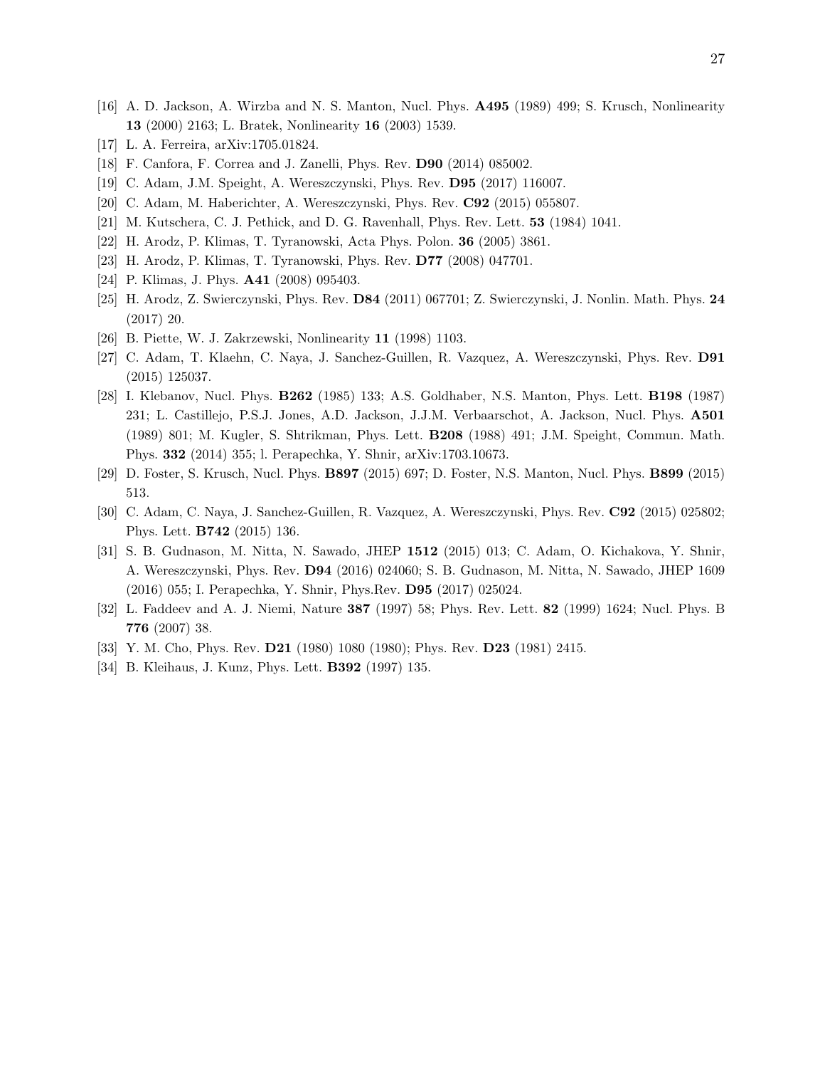[16] A. D. Jackson, A. Wirzba and N. S. Manton, Nucl. Phys. **A495** (1989) 499; S. Krusch, Nonlinearity **13** (2000) 2163; L. Bratek, Nonlinearity **16** (2003) 1539.

[17] L. A. Ferreira, arXiv:1705.01824.

[18] F. Canfora, F. Correa and J. Zanelli, Phys. Rev. **D90** (2014) 085002.

[19] C. Adam, J.M. Speight, A. Wereszczynski, Phys. Rev. **D95** (2017) 116007.

[20] C. Adam, M. Haberichter, A. Wereszczynski, Phys. Rev. **C92** (2015) 055807.

[21] M. Kutschera, C. J. Pethick, and D. G. Ravenhall, Phys. Rev. Lett. **53** (1984) 1041.

[22] H. Arodz, P. Klimas, T. Tyranowski, Acta Phys. Polon. **36** (2005) 3861.

[23] H. Arodz, P. Klimas, T. Tyranowski, Phys. Rev. **D77** (2008) 047701.

[24] P. Klimas, J. Phys. **A41** (2008) 095403.

[25] H. Arodz, Z. Swierczynski, Phys. Rev. **D84** (2011) 067701; Z. Swierczynski, J. Nonlin. Math. Phys. **24** (2017) 20.

[26] B. Piette, W. J. Zakrzewski, Nonlinearity **11** (1998) 1103.

[27] C. Adam, T. Klaehn, C. Naya, J. Sanchez-Guillen, R. Vazquez, A. Wereszczynski, Phys. Rev. **D91** (2015) 125037.

[28] I. Klebanov, Nucl. Phys. **B262** (1985) 133; A.S. Goldhaber, N.S. Manton, Phys. Lett. **B198** (1987) 231; L. Castillejo, P.S.J. Jones, A.D. Jackson, J.J.M. Verbaarschot, A. Jackson, Nucl. Phys. **A501** (1989) 801; M. Kugler, S. Shtrikman, Phys. Lett. **B208** (1988) 491; J.M. Speight, Commun. Math. Phys. **332** (2014) 355; l. Perapechka, Y. Shnir, arXiv:1703.10673.

[29] D. Foster, S. Krusch, Nucl. Phys. **B897** (2015) 697; D. Foster, N.S. Manton, Nucl. Phys. **B899** (2015) 513.

[30] C. Adam, C. Naya, J. Sanchez-Guillen, R. Vazquez, A. Wereszczynski, Phys. Rev. **C92** (2015) 025802; Phys. Lett. **B742** (2015) 136.

[31] S. B. Gudnason, M. Nitta, N. Sawado, JHEP **1512** (2015) 013; C. Adam, O. Kichakova, Y. Shnir, A. Wereszczynski, Phys. Rev. **D94** (2016) 024060; S. B. Gudnason, M. Nitta, N. Sawado, JHEP 1609 (2016) 055; I. Perapechka, Y. Shnir, Phys.Rev. **D95** (2017) 025024.

[32] L. Faddeev and A. J. Niemi, Nature **387** (1997) 58; Phys. Rev. Lett. **82** (1999) 1624; Nucl. Phys. B **776** (2007) 38.

[33] Y. M. Cho, Phys. Rev. **D21** (1980) 1080 (1980); Phys. Rev. **D23** (1981) 2415.

[34] B. Kleihaus, J. Kunz, Phys. Lett. **B392** (1997) 135.